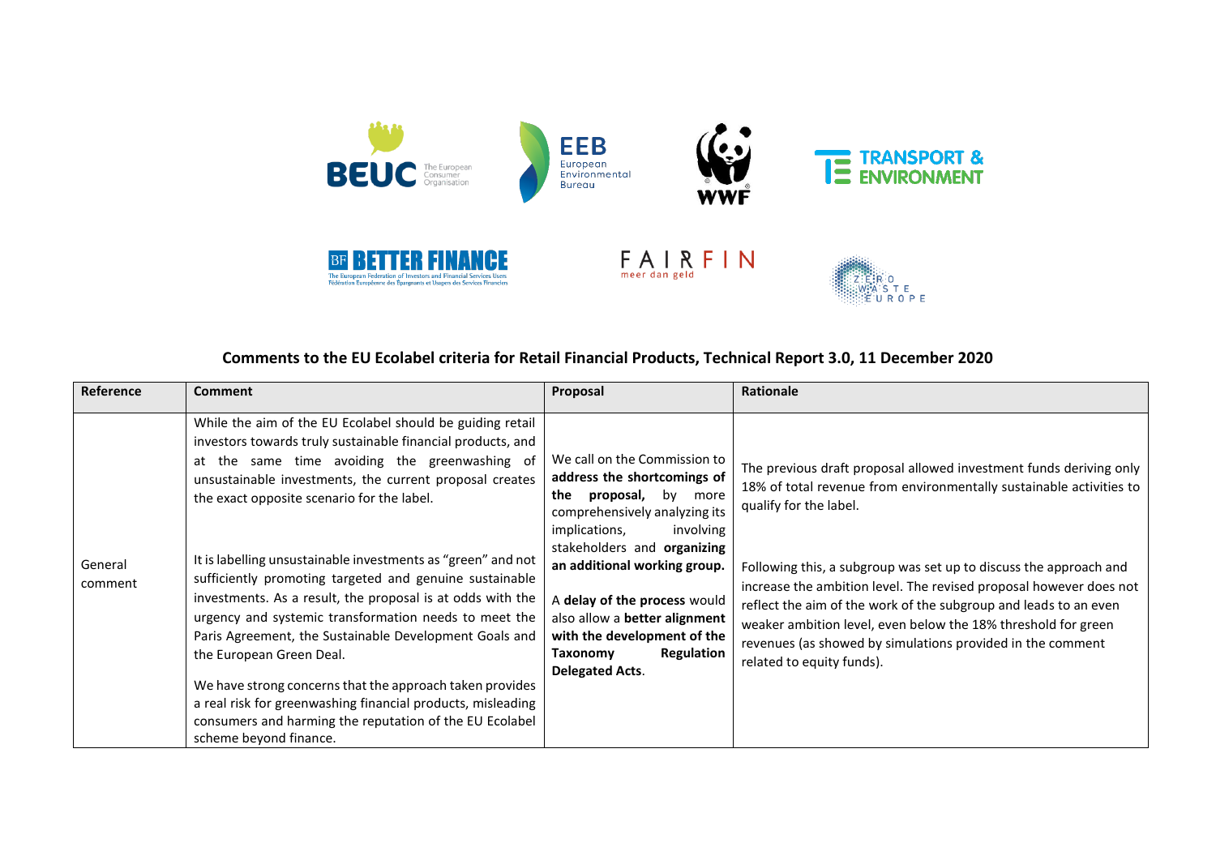## Comments to the EU Ecolabel criteria for Retail Financial Products, Technical Report 3.0, 11 December 2020

| Reference | Comment | Proposal | Rationale |
|---|---|---|---|
| General comment | While the aim of the EU Ecolabel should be guiding retail investors towards truly sustainable financial products, and at the same time avoiding the greenwashing of unsustainable investments, the current proposal creates the exact opposite scenario for the label.<br><br>It is labelling unsustainable investments as "green" and not sufficiently promoting targeted and genuine sustainable investments. As a result, the proposal is at odds with the urgency and systemic transformation needs to meet the Paris Agreement, the Sustainable Development Goals and the European Green Deal.<br><br>We have strong concerns that the approach taken provides a real risk for greenwashing financial products, misleading consumers and harming the reputation of the EU Ecolabel scheme beyond finance. | We call on the Commission to **address the shortcomings of the proposal,** by more comprehensively analyzing its implications, involving stakeholders and **organizing an additional working group.**<br><br>A **delay of the process** would also allow a **better alignment with the development of the Taxonomy Regulation Delegated Acts**. | The previous draft proposal allowed investment funds deriving only 18% of total revenue from environmentally sustainable activities to qualify for the label.<br><br>Following this, a subgroup was set up to discuss the approach and increase the ambition level. The revised proposal however does not reflect the aim of the work of the subgroup and leads to an even weaker ambition level, even below the 18% threshold for green revenues (as showed by simulations provided in the comment related to equity funds). |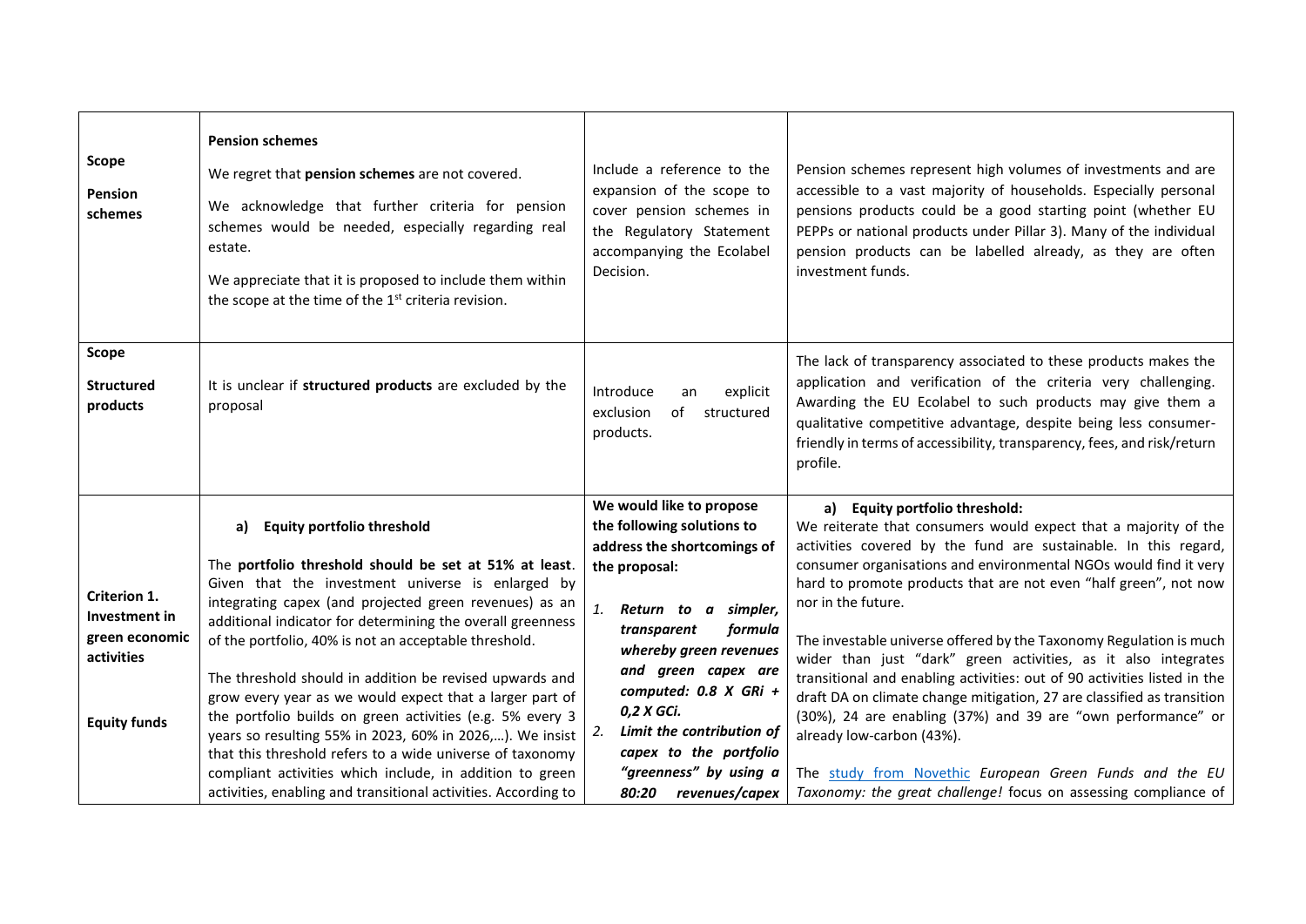| | | | |
|---|---|---|---|
| **Scope**<br><br>**Pension schemes** | **Pension schemes**<br><br>We regret that **pension schemes** are not covered.<br><br>We acknowledge that further criteria for pension schemes would be needed, especially regarding real estate.<br><br>We appreciate that it is proposed to include them within the scope at the time of the 1st criteria revision. | Include a reference to the expansion of the scope to cover pension schemes in the Regulatory Statement accompanying the Ecolabel Decision. | Pension schemes represent high volumes of investments and are accessible to a vast majority of households. Especially personal pensions products could be a good starting point (whether EU PEPPs or national products under Pillar 3). Many of the individual pension products can be labelled already, as they are often investment funds. |
| **Scope**<br><br>**Structured products** | It is unclear if **structured products** are excluded by the proposal | Introduce an explicit exclusion of structured products. | The lack of transparency associated to these products makes the application and verification of the criteria very challenging. Awarding the EU Ecolabel to such products may give them a qualitative competitive advantage, despite being less consumer-friendly in terms of accessibility, transparency, fees, and risk/return profile. |
| **Criterion 1. Investment in green economic activities**<br><br>**Equity funds** | **a) Equity portfolio threshold**<br><br>The **portfolio threshold should be set at 51% at least**. Given that the investment universe is enlarged by integrating capex (and projected green revenues) as an additional indicator for determining the overall greenness of the portfolio, 40% is not an acceptable threshold.<br><br>The threshold should in addition be revised upwards and grow every year as we would expect that a larger part of the portfolio builds on green activities (e.g. 5% every 3 years so resulting 55% in 2023, 60% in 2026,…). We insist that this threshold refers to a wide universe of taxonomy compliant activities which include, in addition to green activities, enabling and transitional activities. According to | **We would like to propose the following solutions to address the shortcomings of the proposal:**<br><br>1. ***Return to a simpler, transparent formula whereby green revenues and green capex are computed: 0.8 X GRi + 0,2 X GCi.***<br>2. ***Limit the contribution of capex to the portfolio "greenness" by using a 80:20 revenues/capex*** | **a) Equity portfolio threshold:**<br>We reiterate that consumers would expect that a majority of the activities covered by the fund are sustainable. In this regard, consumer organisations and environmental NGOs would find it very hard to promote products that are not even "half green", not now nor in the future.<br><br>The investable universe offered by the Taxonomy Regulation is much wider than just "dark" green activities, as it also integrates transitional and enabling activities: out of 90 activities listed in the draft DA on climate change mitigation, 27 are classified as transition (30%), 24 are enabling (37%) and 39 are "own performance" or already low-carbon (43%).<br><br>The study from Novethic *European Green Funds and the EU Taxonomy: the great challenge!* focus on assessing compliance of |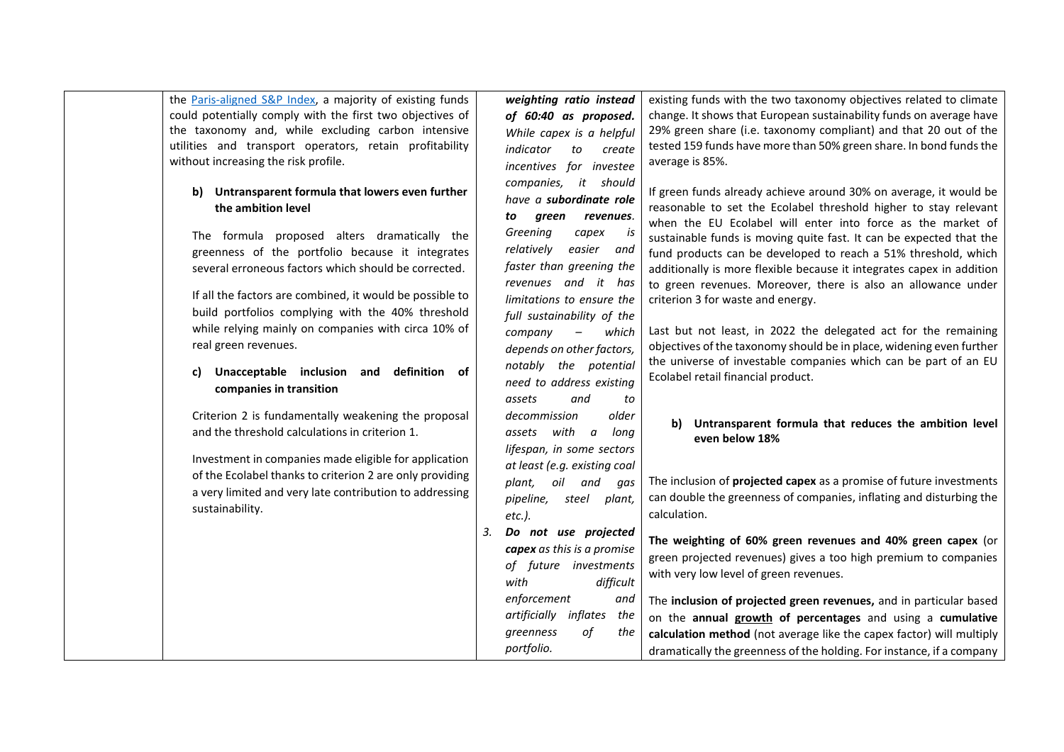| | | | |
|---|---|---|---|
| | the Paris-aligned S&P Index, a majority of existing funds could potentially comply with the first two objectives of the taxonomy and, while excluding carbon intensive utilities and transport operators, retain profitability without increasing the risk profile.<br><br>**b) Untransparent formula that lowers even further the ambition level**<br><br>The formula proposed alters dramatically the greenness of the portfolio because it integrates several erroneous factors which should be corrected.<br><br>If all the factors are combined, it would be possible to build portfolios complying with the 40% threshold while relying mainly on companies with circa 10% of real green revenues.<br><br>**c) Unacceptable inclusion and definition of companies in transition**<br><br>Criterion 2 is fundamentally weakening the proposal and the threshold calculations in criterion 1.<br><br>Investment in companies made eligible for application of the Ecolabel thanks to criterion 2 are only providing a very limited and very late contribution to addressing sustainability. | ***weighting ratio instead of 60:40 as proposed.*** *While capex is a helpful indicator to create incentives for investee companies, it should have a* ***subordinate role to green revenues****. Greening capex is relatively easier and faster than greening the revenues and it has limitations to ensure the full sustainability of the company – which depends on other factors, notably the potential need to address existing assets and to decommission older assets with a long lifespan, in some sectors at least (e.g. existing coal plant, oil and gas pipeline, steel plant, etc.).*<br><br>3. ***Do not use projected capex*** *as this is a promise of future investments with difficult enforcement and artificially inflates the greenness of the portfolio.* | existing funds with the two taxonomy objectives related to climate change. It shows that European sustainability funds on average have 29% green share (i.e. taxonomy compliant) and that 20 out of the tested 159 funds have more than 50% green share. In bond funds the average is 85%.<br><br>If green funds already achieve around 30% on average, it would be reasonable to set the Ecolabel threshold higher to stay relevant when the EU Ecolabel will enter into force as the market of sustainable funds is moving quite fast. It can be expected that the fund products can be developed to reach a 51% threshold, which additionally is more flexible because it integrates capex in addition to green revenues. Moreover, there is also an allowance under criterion 3 for waste and energy.<br><br>Last but not least, in 2022 the delegated act for the remaining objectives of the taxonomy should be in place, widening even further the universe of investable companies which can be part of an EU Ecolabel retail financial product.<br><br>**b) Untransparent formula that reduces the ambition level even below 18%**<br><br>The inclusion of **projected capex** as a promise of future investments can double the greenness of companies, inflating and disturbing the calculation.<br><br>**The weighting of 60% green revenues and 40% green capex** (or green projected revenues) gives a too high premium to companies with very low level of green revenues.<br><br>The **inclusion of projected green revenues,** and in particular based on the **annual growth of percentages** and using a **cumulative calculation method** (not average like the capex factor) will multiply dramatically the greenness of the holding. For instance, if a company |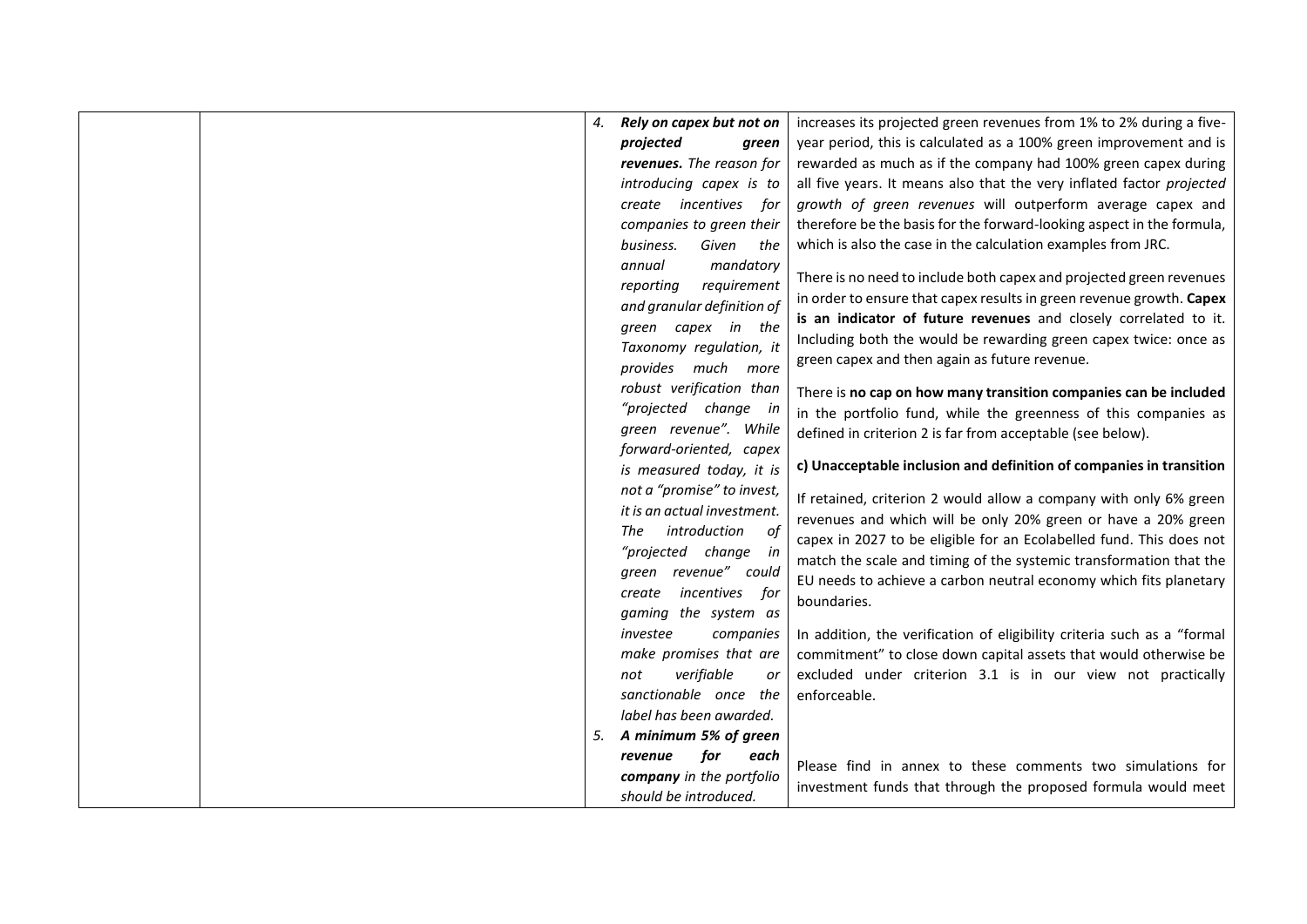| | | | |
|---|---|---|---|
| | | 4. ***Rely on capex but not on projected green revenues.*** *The reason for introducing capex is to create incentives for companies to green their business. Given the annual mandatory reporting requirement and granular definition of green capex in the Taxonomy regulation, it provides much more robust verification than "projected change in green revenue". While forward-oriented, capex is measured today, it is not a "promise" to invest, it is an actual investment. The introduction of "projected change in green revenue" could create incentives for gaming the system as investee companies make promises that are not verifiable or sanctionable once the label has been awarded.*<br>5. ***A minimum 5% of green revenue for each company*** *in the portfolio should be introduced.* | increases its projected green revenues from 1% to 2% during a five-year period, this is calculated as a 100% green improvement and is rewarded as much as if the company had 100% green capex during all five years. It means also that the very inflated factor *projected growth of green revenues* will outperform average capex and therefore be the basis for the forward-looking aspect in the formula, which is also the case in the calculation examples from JRC.<br><br>There is no need to include both capex and projected green revenues in order to ensure that capex results in green revenue growth. **Capex is an indicator of future revenues** and closely correlated to it. Including both the would be rewarding green capex twice: once as green capex and then again as future revenue.<br><br>There is **no cap on how many transition companies can be included** in the portfolio fund, while the greenness of this companies as defined in criterion 2 is far from acceptable (see below).<br><br>**c) Unacceptable inclusion and definition of companies in transition**<br><br>If retained, criterion 2 would allow a company with only 6% green revenues and which will be only 20% green or have a 20% green capex in 2027 to be eligible for an Ecolabelled fund. This does not match the scale and timing of the systemic transformation that the EU needs to achieve a carbon neutral economy which fits planetary boundaries.<br><br>In addition, the verification of eligibility criteria such as a "formal commitment" to close down capital assets that would otherwise be excluded under criterion 3.1 is in our view not practically enforceable.<br><br>Please find in annex to these comments two simulations for investment funds that through the proposed formula would meet |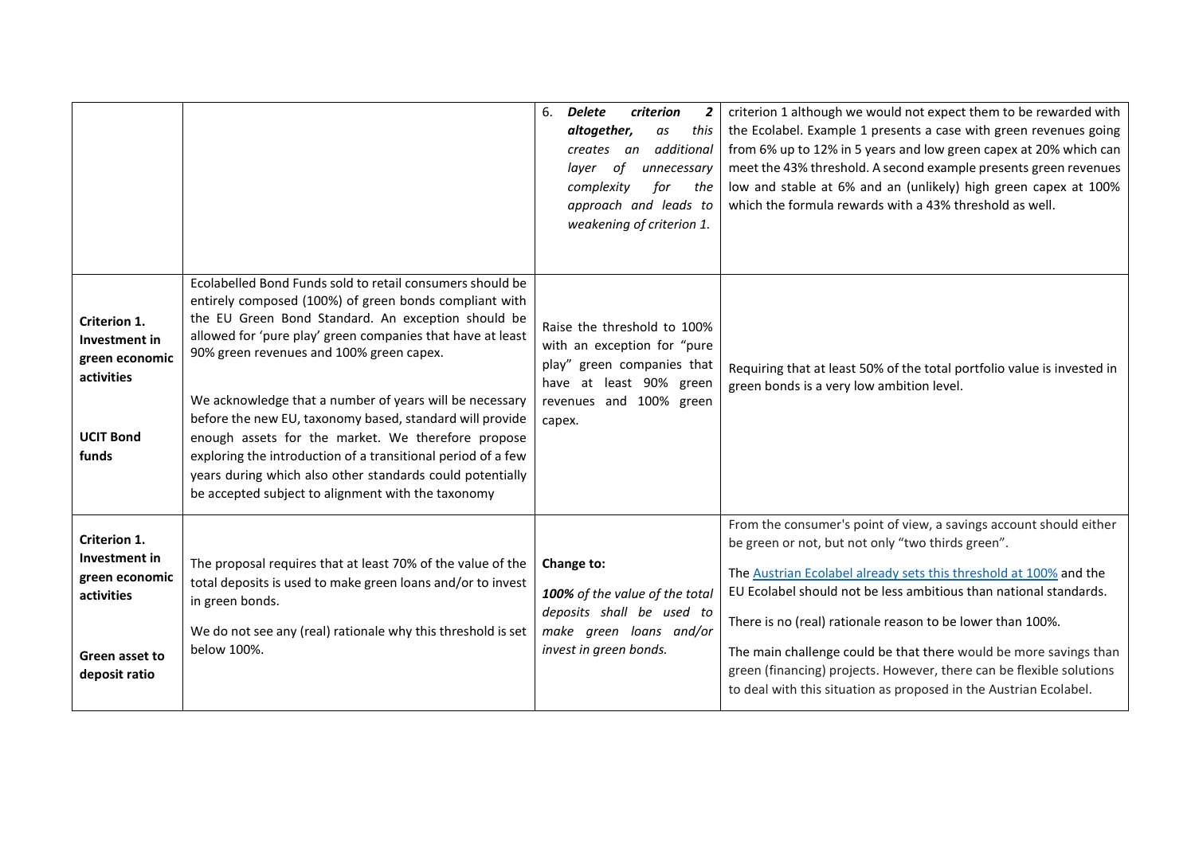| | | | |
|---|---|---|---|
| | | 6. ***Delete criterion 2 altogether,*** *as this creates an additional layer of unnecessary complexity for the approach and leads to weakening of criterion 1.* | criterion 1 although we would not expect them to be rewarded with the Ecolabel. Example 1 presents a case with green revenues going from 6% up to 12% in 5 years and low green capex at 20% which can meet the 43% threshold. A second example presents green revenues low and stable at 6% and an (unlikely) high green capex at 100% which the formula rewards with a 43% threshold as well. |
| **Criterion 1. Investment in green economic activities**<br><br>**UCIT Bond funds** | Ecolabelled Bond Funds sold to retail consumers should be entirely composed (100%) of green bonds compliant with the EU Green Bond Standard. An exception should be allowed for 'pure play' green companies that have at least 90% green revenues and 100% green capex.<br><br>We acknowledge that a number of years will be necessary before the new EU, taxonomy based, standard will provide enough assets for the market. We therefore propose exploring the introduction of a transitional period of a few years during which also other standards could potentially be accepted subject to alignment with the taxonomy | Raise the threshold to 100% with an exception for "pure play" green companies that have at least 90% green revenues and 100% green capex. | Requiring that at least 50% of the total portfolio value is invested in green bonds is a very low ambition level. |
| **Criterion 1. Investment in green economic activities**<br><br>**Green asset to deposit ratio** | The proposal requires that at least 70% of the value of the total deposits is used to make green loans and/or to invest in green bonds.<br><br>We do not see any (real) rationale why this threshold is set below 100%. | **Change to:**<br>***100%*** *of the value of the total deposits shall be used to make green loans and/or invest in green bonds.* | From the consumer's point of view, a savings account should either be green or not, but not only "two thirds green".<br><br>The Austrian Ecolabel already sets this threshold at 100% and the EU Ecolabel should not be less ambitious than national standards.<br><br>There is no (real) rationale reason to be lower than 100%.<br><br>The main challenge could be that there would be more savings than green (financing) projects. However, there can be flexible solutions to deal with this situation as proposed in the Austrian Ecolabel. |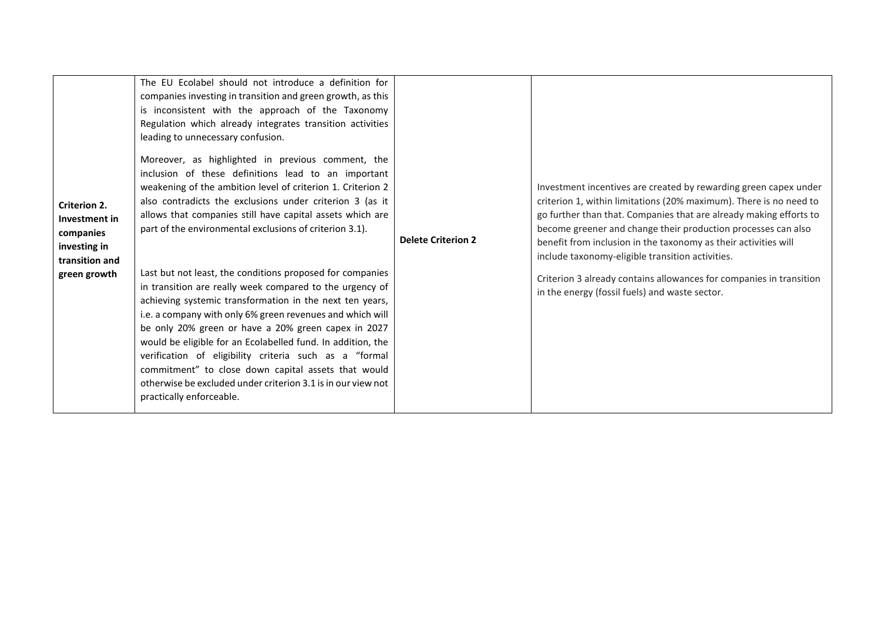| | | | |
|---|---|---|---|
| **Criterion 2. Investment in companies investing in transition and green growth** | The EU Ecolabel should not introduce a definition for companies investing in transition and green growth, as this is inconsistent with the approach of the Taxonomy Regulation which already integrates transition activities leading to unnecessary confusion.<br><br>Moreover, as highlighted in previous comment, the inclusion of these definitions lead to an important weakening of the ambition level of criterion 1. Criterion 2 also contradicts the exclusions under criterion 3 (as it allows that companies still have capital assets which are part of the environmental exclusions of criterion 3.1).<br><br>Last but not least, the conditions proposed for companies in transition are really week compared to the urgency of achieving systemic transformation in the next ten years, i.e. a company with only 6% green revenues and which will be only 20% green or have a 20% green capex in 2027 would be eligible for an Ecolabelled fund. In addition, the verification of eligibility criteria such as a "formal commitment" to close down capital assets that would otherwise be excluded under criterion 3.1 is in our view not practically enforceable. | **Delete Criterion 2** | Investment incentives are created by rewarding green capex under criterion 1, within limitations (20% maximum). There is no need to go further than that. Companies that are already making efforts to become greener and change their production processes can also benefit from inclusion in the taxonomy as their activities will include taxonomy-eligible transition activities.<br><br>Criterion 3 already contains allowances for companies in transition in the energy (fossil fuels) and waste sector. |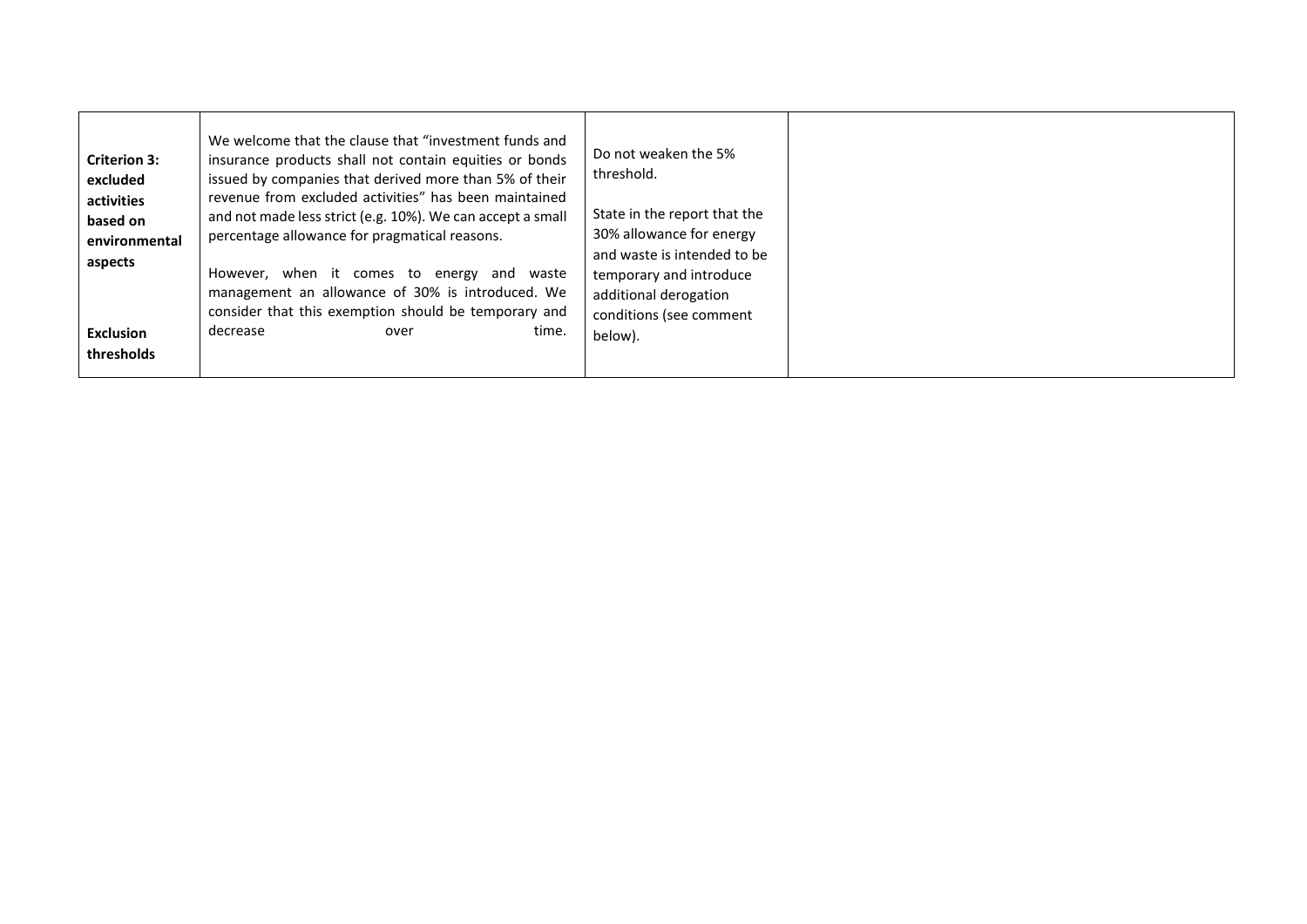| **Criterion 3: excluded activities based on environmental aspects**<br><br>**Exclusion thresholds** | We welcome that the clause that "investment funds and insurance products shall not contain equities or bonds issued by companies that derived more than 5% of their revenue from excluded activities" has been maintained and not made less strict (e.g. 10%). We can accept a small percentage allowance for pragmatical reasons.<br><br>However, when it comes to energy and waste management an allowance of 30% is introduced. We consider that this exemption should be temporary and decrease over time. | Do not weaken the 5% threshold.<br><br>State in the report that the 30% allowance for energy and waste is intended to be temporary and introduce additional derogation conditions (see comment below). | |
|---|---|---|---|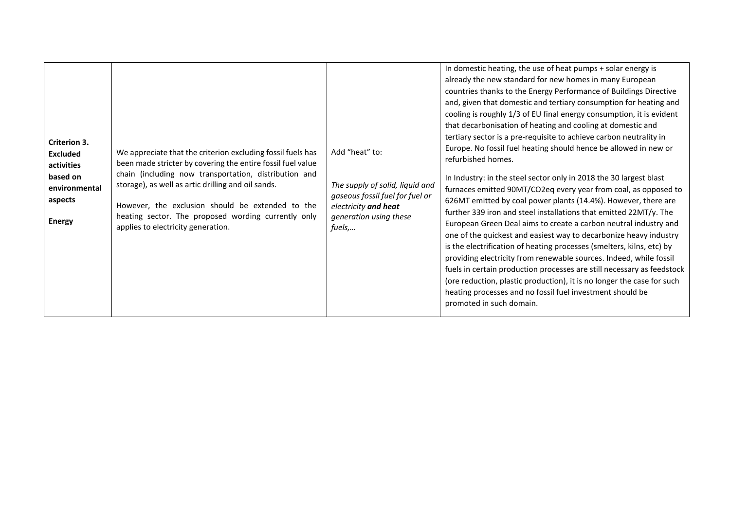| | | | |
|---|---|---|---|
| **Criterion 3. Excluded activities based on environmental aspects**<br><br>**Energy** | We appreciate that the criterion excluding fossil fuels has been made stricter by covering the entire fossil fuel value chain (including now transportation, distribution and storage), as well as artic drilling and oil sands.<br><br>However, the exclusion should be extended to the heating sector. The proposed wording currently only applies to electricity generation. | Add "heat" to:<br><br>*The supply of solid, liquid and gaseous fossil fuel for fuel or electricity* ***and heat*** *generation using these fuels,…* | In domestic heating, the use of heat pumps + solar energy is already the new standard for new homes in many European countries thanks to the Energy Performance of Buildings Directive and, given that domestic and tertiary consumption for heating and cooling is roughly 1/3 of EU final energy consumption, it is evident that decarbonisation of heating and cooling at domestic and tertiary sector is a pre-requisite to achieve carbon neutrality in Europe. No fossil fuel heating should hence be allowed in new or refurbished homes.<br><br>In Industry: in the steel sector only in 2018 the 30 largest blast furnaces emitted 90MT/CO2eq every year from coal, as opposed to 626MT emitted by coal power plants (14.4%). However, there are further 339 iron and steel installations that emitted 22MT/y. The European Green Deal aims to create a carbon neutral industry and one of the quickest and easiest way to decarbonize heavy industry is the electrification of heating processes (smelters, kilns, etc) by providing electricity from renewable sources. Indeed, while fossil fuels in certain production processes are still necessary as feedstock (ore reduction, plastic production), it is no longer the case for such heating processes and no fossil fuel investment should be promoted in such domain. |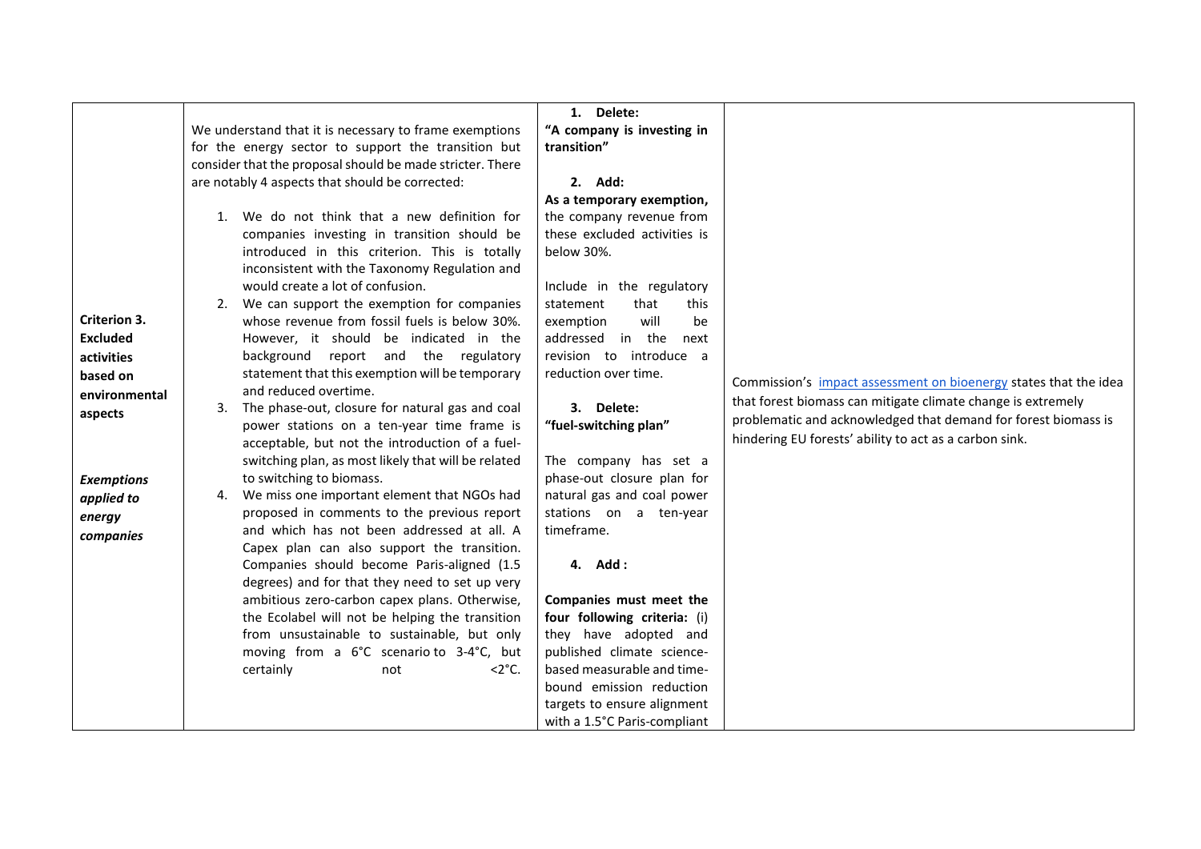| | | | |
|---|---|---|---|
| **Criterion 3. Excluded activities based on environmental aspects**<br><br>***Exemptions applied to energy companies*** | We understand that it is necessary to frame exemptions for the energy sector to support the transition but consider that the proposal should be made stricter. There are notably 4 aspects that should be corrected:<br><br>1. We do not think that a new definition for companies investing in transition should be introduced in this criterion. This is totally inconsistent with the Taxonomy Regulation and would create a lot of confusion.<br>2. We can support the exemption for companies whose revenue from fossil fuels is below 30%. However, it should be indicated in the background report and the regulatory statement that this exemption will be temporary and reduced overtime.<br>3. The phase-out, closure for natural gas and coal power stations on a ten-year time frame is acceptable, but not the introduction of a fuel-switching plan, as most likely that will be related to switching to biomass.<br>4. We miss one important element that NGOs had proposed in comments to the previous report and which has not been addressed at all. A Capex plan can also support the transition. Companies should become Paris-aligned (1.5 degrees) and for that they need to set up very ambitious zero-carbon capex plans. Otherwise, the Ecolabel will not be helping the transition from unsustainable to sustainable, but only moving from a 6°C scenario to 3-4°C, but certainly not <2°C. | **1. Delete:**<br>**"A company is investing in transition"**<br><br>**2. Add:**<br>**As a temporary exemption,** the company revenue from these excluded activities is below 30%.<br><br>Include in the regulatory statement that this exemption will be addressed in the next revision to introduce a reduction over time.<br><br>**3. Delete:**<br>**"fuel-switching plan"**<br><br>The company has set a phase-out closure plan for natural gas and coal power stations on a ten-year timeframe.<br><br>**4. Add :**<br><br>**Companies must meet the four following criteria:** (i) they have adopted and published climate science-based measurable and time-bound emission reduction targets to ensure alignment with a 1.5°C Paris-compliant | Commission's impact assessment on bioenergy states that the idea that forest biomass can mitigate climate change is extremely problematic and acknowledged that demand for forest biomass is hindering EU forests' ability to act as a carbon sink. |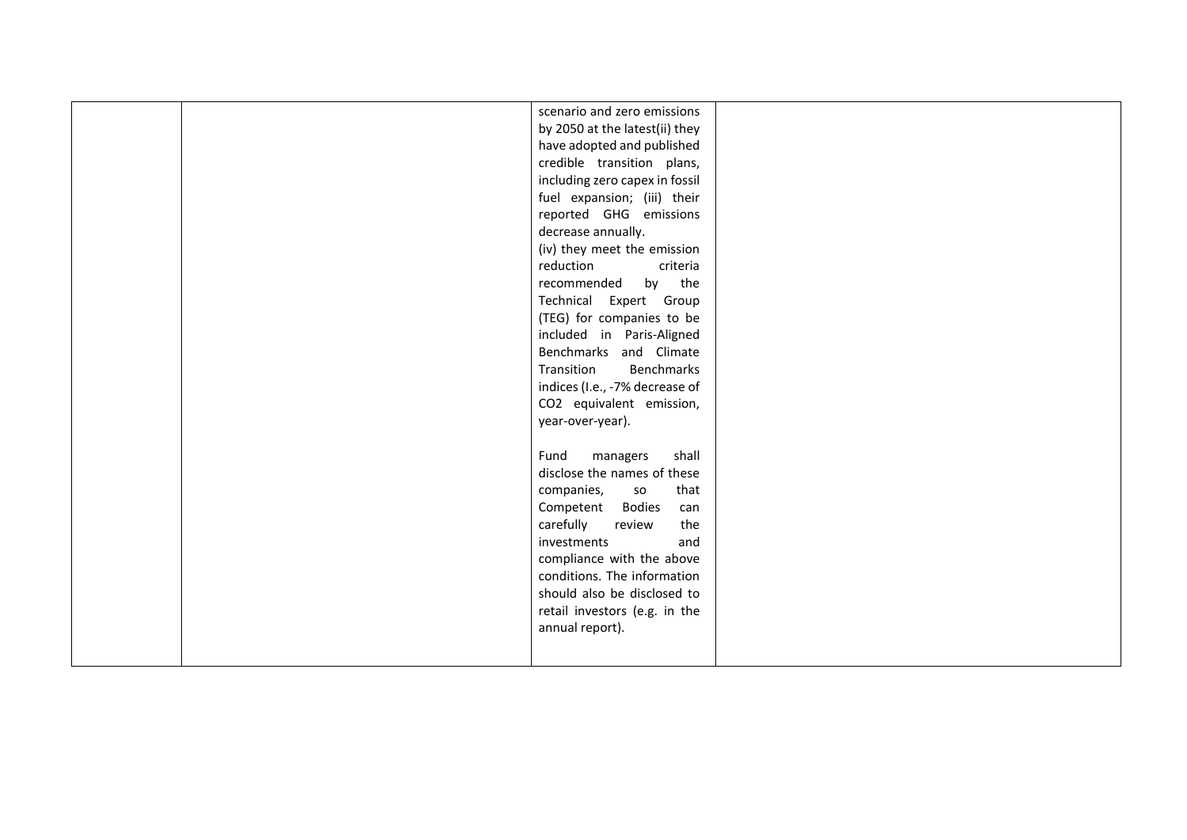| | | | |
|---|---|---|---|
| | | scenario and zero emissions by 2050 at the latest(ii) they have adopted and published credible transition plans, including zero capex in fossil fuel expansion; (iii) their reported GHG emissions decrease annually.<br>(iv) they meet the emission reduction criteria recommended by the Technical Expert Group (TEG) for companies to be included in Paris-Aligned Benchmarks and Climate Transition Benchmarks indices (I.e., -7% decrease of $CO_2$ equivalent emission, year-over-year).<br><br>Fund managers shall disclose the names of these companies, so that Competent Bodies can carefully review the investments and compliance with the above conditions. The information should also be disclosed to retail investors (e.g. in the annual report). | |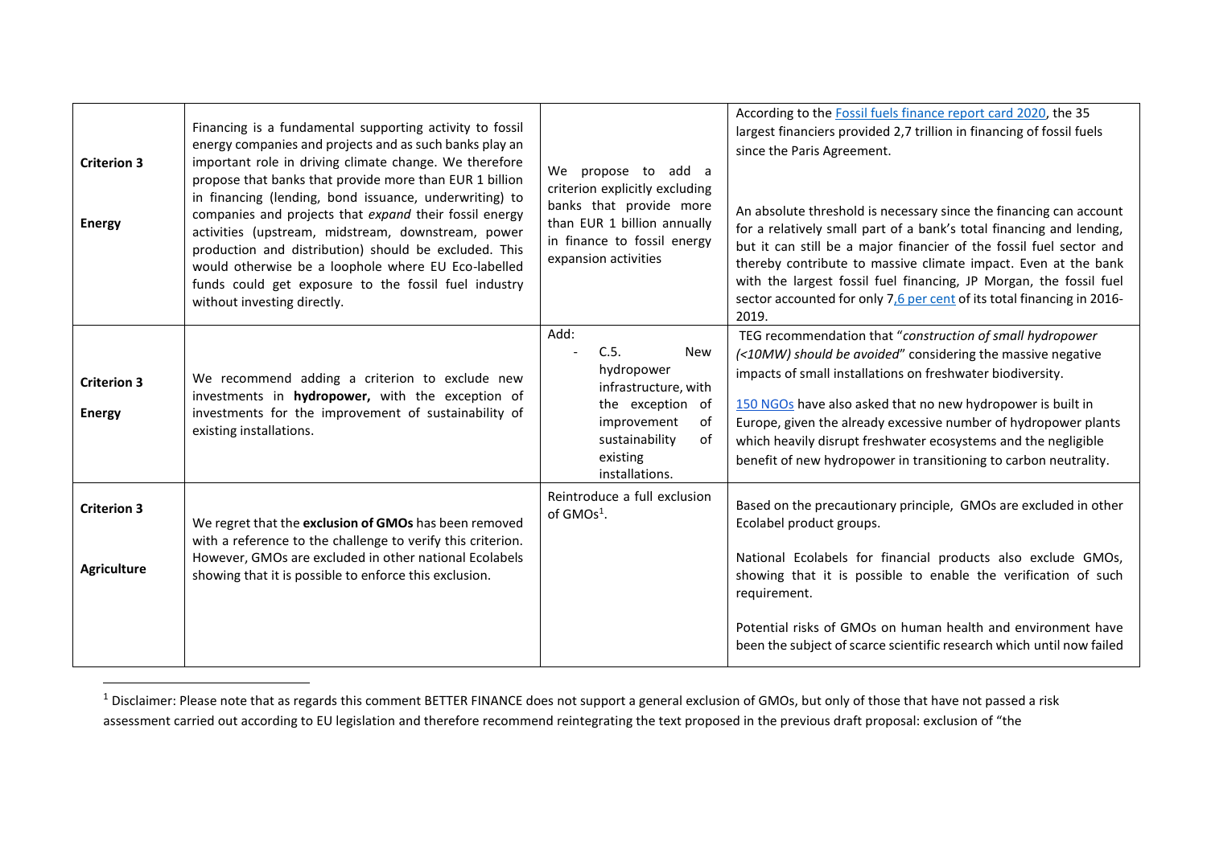| | | | |
|---|---|---|---|
| **Criterion 3**<br><br>**Energy** | Financing is a fundamental supporting activity to fossil energy companies and projects and as such banks play an important role in driving climate change. We therefore propose that banks that provide more than EUR 1 billion in financing (lending, bond issuance, underwriting) to companies and projects that *expand* their fossil energy activities (upstream, midstream, downstream, power production and distribution) should be excluded. This would otherwise be a loophole where EU Eco-labelled funds could get exposure to the fossil fuel industry without investing directly. | We propose to add a criterion explicitly excluding banks that provide more than EUR 1 billion annually in finance to fossil energy expansion activities | According to the Fossil fuels finance report card 2020, the 35 largest financiers provided 2,7 trillion in financing of fossil fuels since the Paris Agreement.<br><br>An absolute threshold is necessary since the financing can account for a relatively small part of a bank's total financing and lending, but it can still be a major financier of the fossil fuel sector and thereby contribute to massive climate impact. Even at the bank with the largest fossil fuel financing, JP Morgan, the fossil fuel sector accounted for only 7,6 per cent of its total financing in 2016-2019. |
| **Criterion 3**<br><br>**Energy** | We recommend adding a criterion to exclude new investments in **hydropower,** with the exception of investments for the improvement of sustainability of existing installations. | Add:<br>- C.5. New hydropower infrastructure, with the exception of improvement of sustainability of existing installations. | TEG recommendation that "*construction of small hydropower (<10MW) should be avoided*" considering the massive negative impacts of small installations on freshwater biodiversity.<br><br>150 NGOs have also asked that no new hydropower is built in Europe, given the already excessive number of hydropower plants which heavily disrupt freshwater ecosystems and the negligible benefit of new hydropower in transitioning to carbon neutrality. |
| **Criterion 3**<br><br>**Agriculture** | We regret that the **exclusion of GMOs** has been removed with a reference to the challenge to verify this criterion. However, GMOs are excluded in other national Ecolabels showing that it is possible to enforce this exclusion. | Reintroduce a full exclusion of GMOs[1]. | Based on the precautionary principle, GMOs are excluded in other Ecolabel product groups.<br><br>National Ecolabels for financial products also exclude GMOs, showing that it is possible to enable the verification of such requirement.<br><br>Potential risks of GMOs on human health and environment have been the subject of scarce scientific research which until now failed |

[1] Disclaimer: Please note that as regards this comment BETTER FINANCE does not support a general exclusion of GMOs, but only of those that have not passed a risk assessment carried out according to EU legislation and therefore recommend reintegrating the text proposed in the previous draft proposal: exclusion of "the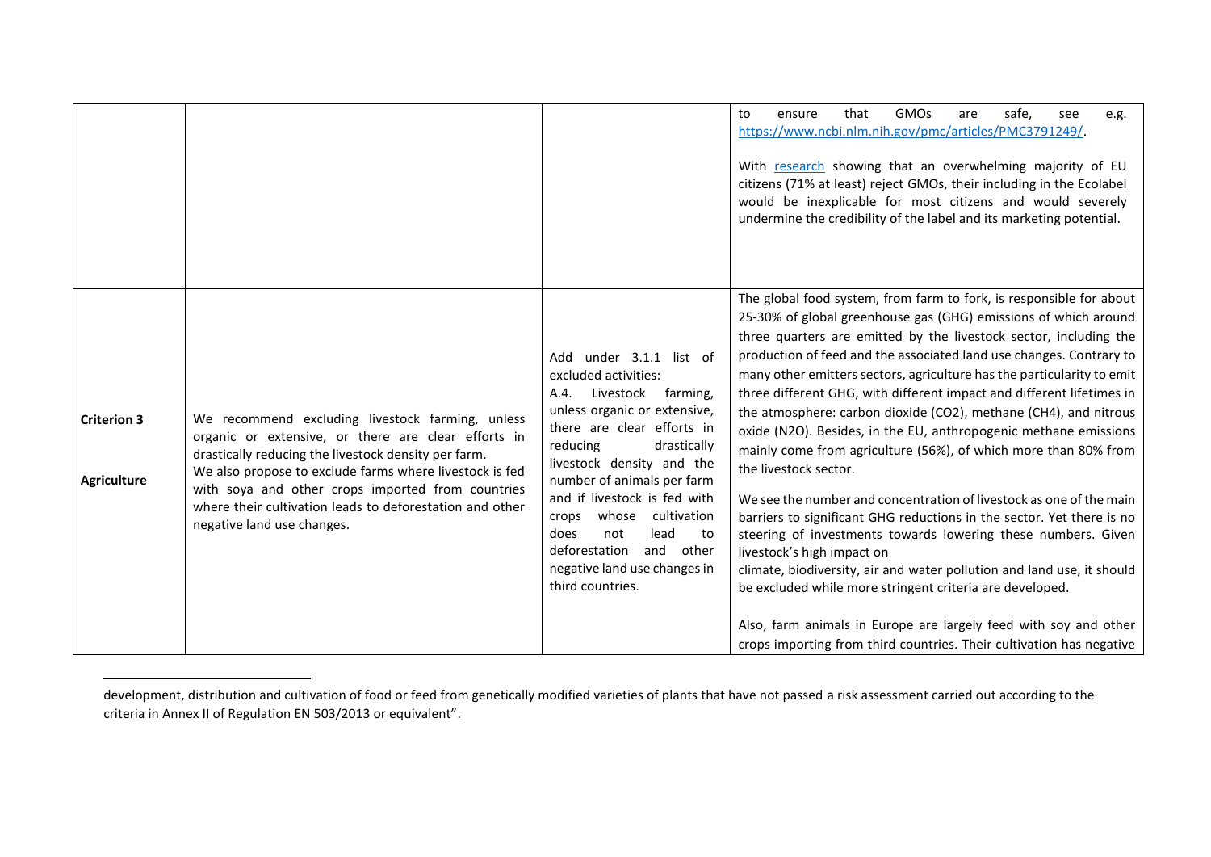| | | | |
|---|---|---|---|
| | | | to ensure that GMOs are safe, see e.g. https://www.ncbi.nlm.nih.gov/pmc/articles/PMC3791249/. <br><br> With research showing that an overwhelming majority of EU citizens (71% at least) reject GMOs, their including in the Ecolabel would be inexplicable for most citizens and would severely undermine the credibility of the label and its marketing potential. |
| **Criterion 3** <br><br> **Agriculture** | We recommend excluding livestock farming, unless organic or extensive, or there are clear efforts in drastically reducing the livestock density per farm. <br> We also propose to exclude farms where livestock is fed with soya and other crops imported from countries where their cultivation leads to deforestation and other negative land use changes. | Add under 3.1.1 list of excluded activities: <br> A.4. Livestock farming, unless organic or extensive, there are clear efforts in reducing drastically livestock density and the number of animals per farm and if livestock is fed with crops whose cultivation does not lead to deforestation and other negative land use changes in third countries. | The global food system, from farm to fork, is responsible for about 25-30% of global greenhouse gas (GHG) emissions of which around three quarters are emitted by the livestock sector, including the production of feed and the associated land use changes. Contrary to many other emitters sectors, agriculture has the particularity to emit three different GHG, with different impact and different lifetimes in the atmosphere: carbon dioxide ($CO_2$), methane ($CH_4$), and nitrous oxide ($N_2O$). Besides, in the EU, anthropogenic methane emissions mainly come from agriculture (56%), of which more than 80% from the livestock sector. <br><br> We see the number and concentration of livestock as one of the main barriers to significant GHG reductions in the sector. Yet there is no steering of investments towards lowering these numbers. Given livestock's high impact on climate, biodiversity, air and water pollution and land use, it should be excluded while more stringent criteria are developed. <br><br> Also, farm animals in Europe are largely feed with soy and other crops importing from third countries. Their cultivation has negative |

development, distribution and cultivation of food or feed from genetically modified varieties of plants that have not passed a risk assessment carried out according to the criteria in Annex II of Regulation EN 503/2013 or equivalent".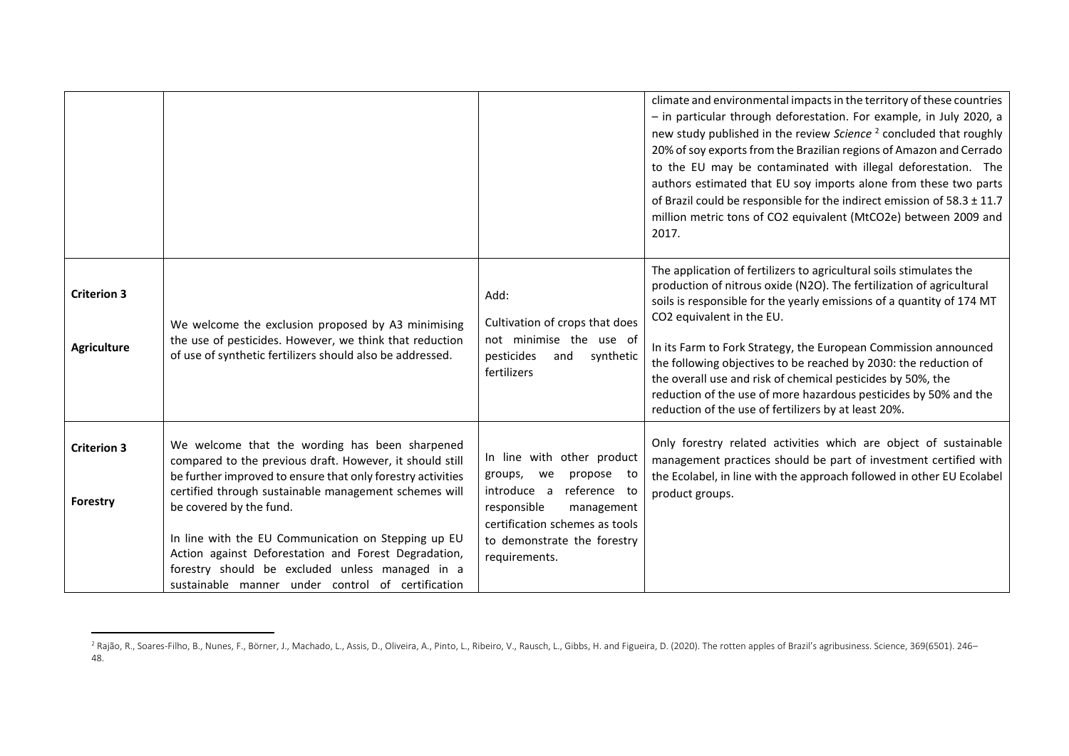| | | | |
|---|---|---|---|
| | | | climate and environmental impacts in the territory of these countries – in particular through deforestation. For example, in July 2020, a new study published in the review *Science* [2] concluded that roughly 20% of soy exports from the Brazilian regions of Amazon and Cerrado to the EU may be contaminated with illegal deforestation. The authors estimated that EU soy imports alone from these two parts of Brazil could be responsible for the indirect emission of 58.3 ± 11.7 million metric tons of CO2 equivalent (MtCO2e) between 2009 and 2017. |
| **Criterion 3**<br><br>**Agriculture** | We welcome the exclusion proposed by A3 minimising the use of pesticides. However, we think that reduction of use of synthetic fertilizers should also be addressed. | Add:<br><br>Cultivation of crops that does not minimise the use of pesticides and synthetic fertilizers | The application of fertilizers to agricultural soils stimulates the production of nitrous oxide (N2O). The fertilization of agricultural soils is responsible for the yearly emissions of a quantity of 174 MT CO2 equivalent in the EU.<br><br>In its Farm to Fork Strategy, the European Commission announced the following objectives to be reached by 2030: the reduction of the overall use and risk of chemical pesticides by 50%, the reduction of the use of more hazardous pesticides by 50% and the reduction of the use of fertilizers by at least 20%. |
| **Criterion 3**<br><br>**Forestry** | We welcome that the wording has been sharpened compared to the previous draft. However, it should still be further improved to ensure that only forestry activities certified through sustainable management schemes will be covered by the fund.<br><br>In line with the EU Communication on Stepping up EU Action against Deforestation and Forest Degradation, forestry should be excluded unless managed in a sustainable manner under control of certification | In line with other product groups, we propose to introduce a reference to responsible management certification schemes as tools to demonstrate the forestry requirements. | Only forestry related activities which are object of sustainable management practices should be part of investment certified with the Ecolabel, in line with the approach followed in other EU Ecolabel product groups. |

[2] Rajão, R., Soares-Filho, B., Nunes, F., Börner, J., Machado, L., Assis, D., Oliveira, A., Pinto, L., Ribeiro, V., Rausch, L., Gibbs, H. and Figueira, D. (2020). The rotten apples of Brazil's agribusiness. Science, 369(6501). 246–48.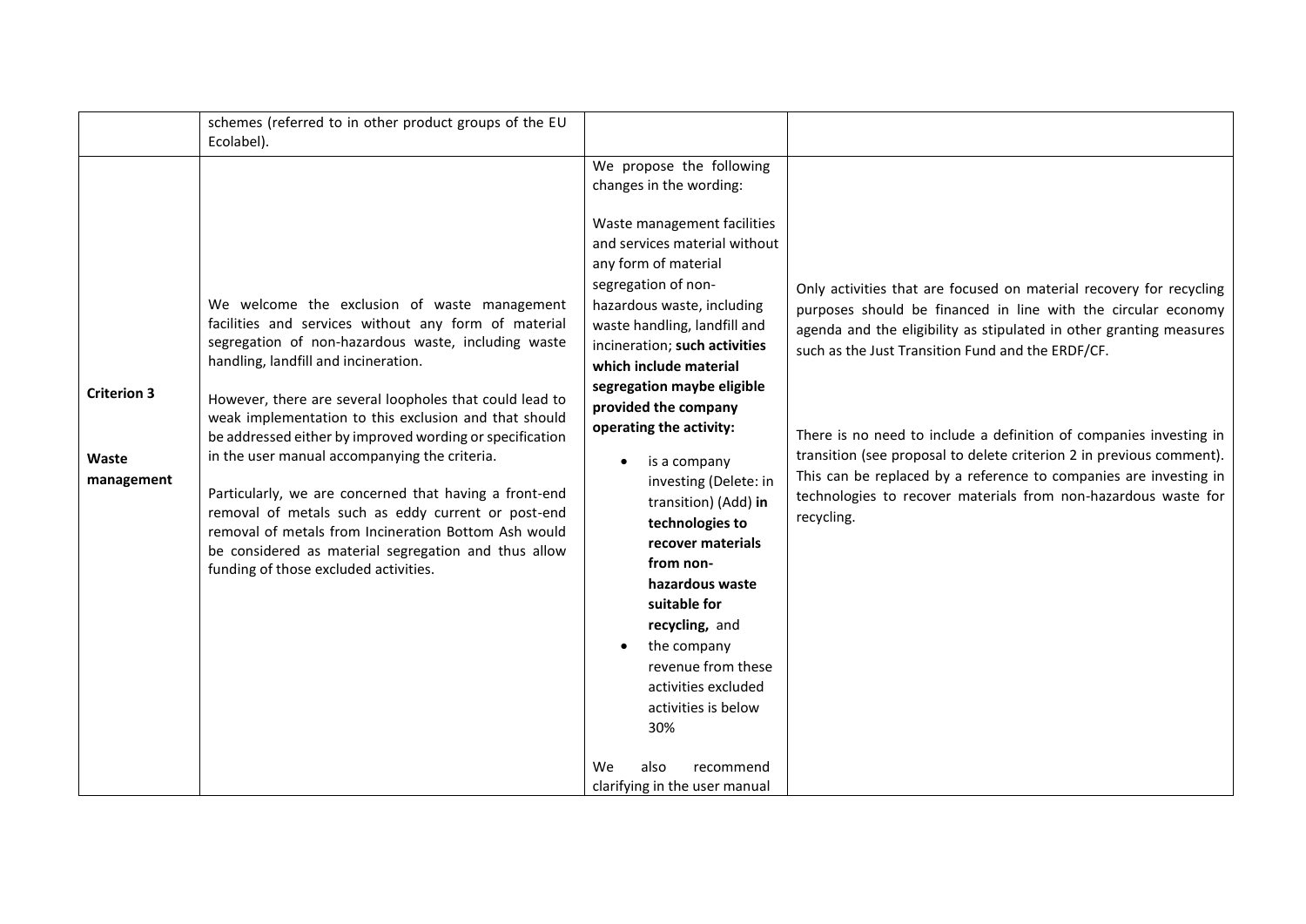| | | | |
|---|---|---|---|
| | schemes (referred to in other product groups of the EU Ecolabel). | | |
| **Criterion 3**<br><br>**Waste management** | We welcome the exclusion of waste management facilities and services without any form of material segregation of non-hazardous waste, including waste handling, landfill and incineration.<br><br>However, there are several loopholes that could lead to weak implementation to this exclusion and that should be addressed either by improved wording or specification in the user manual accompanying the criteria.<br><br>Particularly, we are concerned that having a front-end removal of metals such as eddy current or post-end removal of metals from Incineration Bottom Ash would be considered as material segregation and thus allow funding of those excluded activities. | We propose the following changes in the wording:<br><br>Waste management facilities and services material without any form of material segregation of non-hazardous waste, including waste handling, landfill and incineration; **such activities which include material segregation maybe eligible provided the company operating the activity:**<br><br>• is a company investing (Delete: in transition) (Add) **in technologies to recover materials from non-hazardous waste suitable for recycling,** and<br>• the company revenue from these activities excluded activities is below 30%<br><br>We also recommend clarifying in the user manual | Only activities that are focused on material recovery for recycling purposes should be financed in line with the circular economy agenda and the eligibility as stipulated in other granting measures such as the Just Transition Fund and the ERDF/CF.<br><br>There is no need to include a definition of companies investing in transition (see proposal to delete criterion 2 in previous comment). This can be replaced by a reference to companies are investing in technologies to recover materials from non-hazardous waste for recycling. |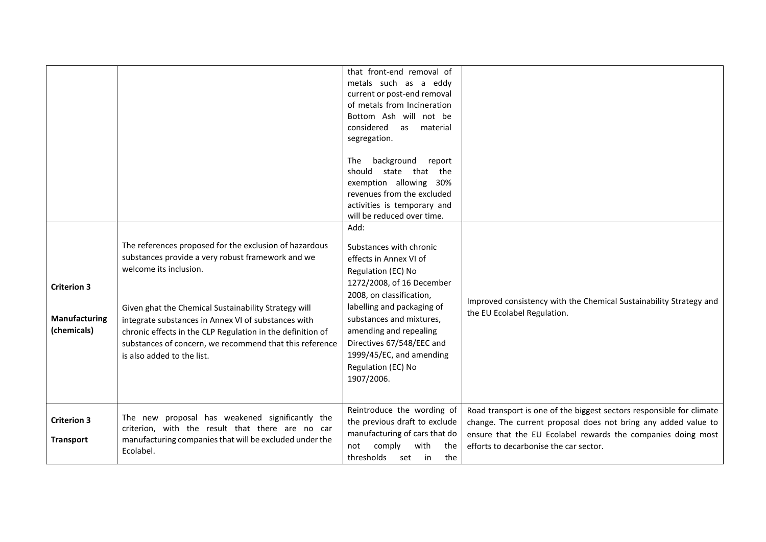| | | | |
|---|---|---|---|
| | | that front-end removal of metals such as a eddy current or post-end removal of metals from Incineration Bottom Ash will not be considered as material segregation.<br><br>The background report should state that the exemption allowing 30% revenues from the excluded activities is temporary and will be reduced over time. | |
| **Criterion 3**<br><br>**Manufacturing (chemicals)** | The references proposed for the exclusion of hazardous substances provide a very robust framework and we welcome its inclusion.<br><br>Given ghat the Chemical Sustainability Strategy will integrate substances in Annex VI of substances with chronic effects in the CLP Regulation in the definition of substances of concern, we recommend that this reference is also added to the list. | Add:<br><br>Substances with chronic effects in Annex VI of Regulation (EC) No 1272/2008, of 16 December 2008, on classification, labelling and packaging of substances and mixtures, amending and repealing Directives 67/548/EEC and 1999/45/EC, and amending Regulation (EC) No 1907/2006. | Improved consistency with the Chemical Sustainability Strategy and the EU Ecolabel Regulation. |
| **Criterion 3**<br><br>**Transport** | The new proposal has weakened significantly the criterion, with the result that there are no car manufacturing companies that will be excluded under the Ecolabel. | Reintroduce the wording of the previous draft to exclude manufacturing of cars that do not comply with the thresholds set in the | Road transport is one of the biggest sectors responsible for climate change. The current proposal does not bring any added value to ensure that the EU Ecolabel rewards the companies doing most efforts to decarbonise the car sector. |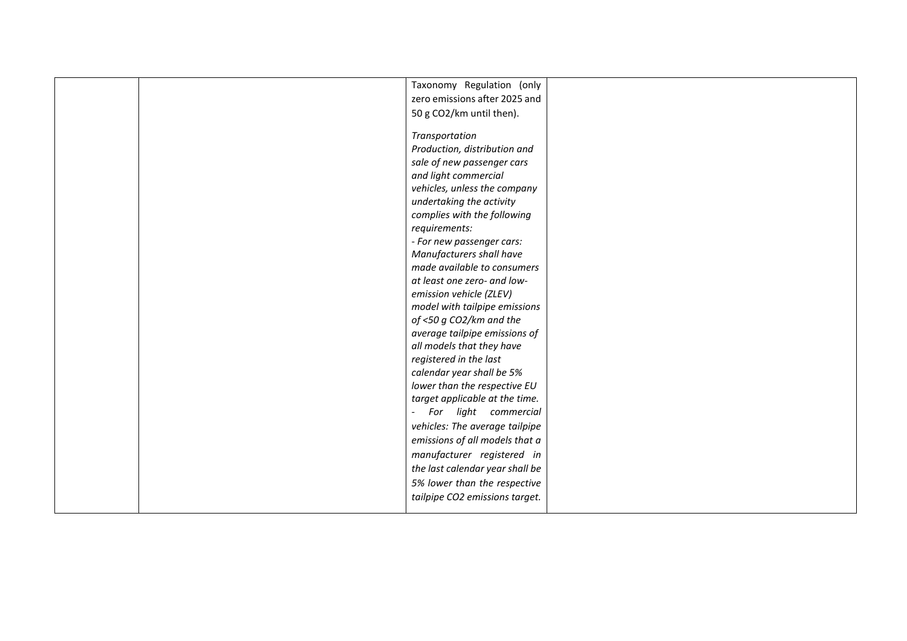|  |  |  |  |
|---|---|---|---|
|  |  | Taxonomy Regulation (only zero emissions after 2025 and 50 g $CO_2$/km until then).<br><br>*Transportation*<br>*Production, distribution and sale of new passenger cars and light commercial vehicles, unless the company undertaking the activity complies with the following requirements:*<br>*- For new passenger cars: Manufacturers shall have made available to consumers at least one zero- and low-emission vehicle (ZLEV) model with tailpipe emissions of <50 g $CO_2$/km and the average tailpipe emissions of all models that they have registered in the last calendar year shall be 5% lower than the respective EU target applicable at the time.*<br>*- For light commercial vehicles: The average tailpipe emissions of all models that a manufacturer registered in the last calendar year shall be 5% lower than the respective tailpipe $CO_2$ emissions target.* |  |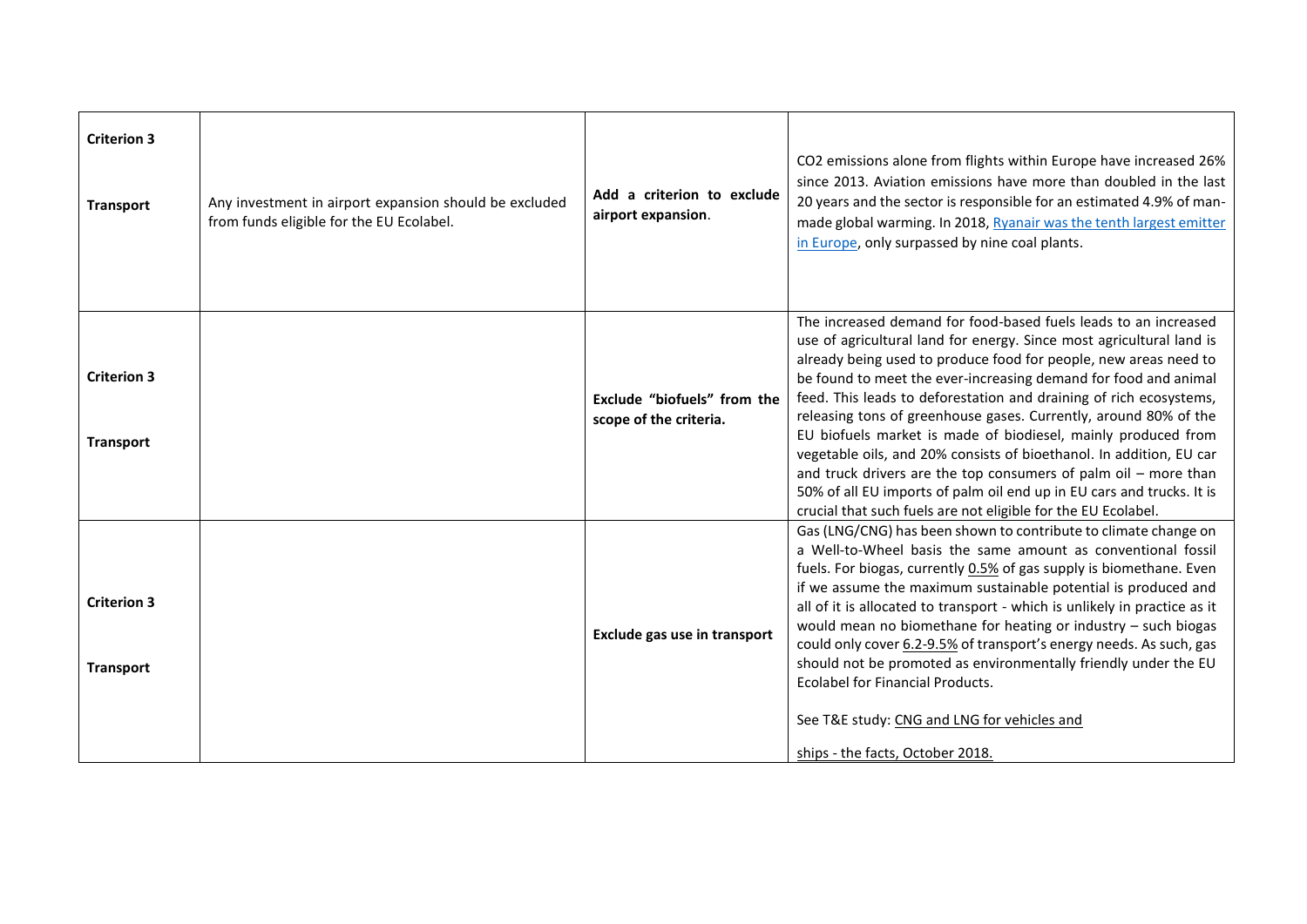| | | | |
|---|---|---|---|
| **Criterion 3** **Transport** | Any investment in airport expansion should be excluded from funds eligible for the EU Ecolabel. | **Add a criterion to exclude airport expansion**. | $CO_2$ emissions alone from flights within Europe have increased 26% since 2013. Aviation emissions have more than doubled in the last 20 years and the sector is responsible for an estimated 4.9% of man-made global warming. In 2018, Ryanair was the tenth largest emitter in Europe, only surpassed by nine coal plants. |
| **Criterion 3** **Transport** | | **Exclude "biofuels" from the scope of the criteria.** | The increased demand for food-based fuels leads to an increased use of agricultural land for energy. Since most agricultural land is already being used to produce food for people, new areas need to be found to meet the ever-increasing demand for food and animal feed. This leads to deforestation and draining of rich ecosystems, releasing tons of greenhouse gases. Currently, around 80% of the EU biofuels market is made of biodiesel, mainly produced from vegetable oils, and 20% consists of bioethanol. In addition, EU car and truck drivers are the top consumers of palm oil – more than 50% of all EU imports of palm oil end up in EU cars and trucks. It is crucial that such fuels are not eligible for the EU Ecolabel. |
| **Criterion 3** **Transport** | | **Exclude gas use in transport** | Gas (LNG/CNG) has been shown to contribute to climate change on a Well-to-Wheel basis the same amount as conventional fossil fuels. For biogas, currently 0.5% of gas supply is biomethane. Even if we assume the maximum sustainable potential is produced and all of it is allocated to transport - which is unlikely in practice as it would mean no biomethane for heating or industry – such biogas could only cover 6.2-9.5% of transport's energy needs. As such, gas should not be promoted as environmentally friendly under the EU Ecolabel for Financial Products. See T&E study: CNG and LNG for vehicles and ships - the facts, October 2018. |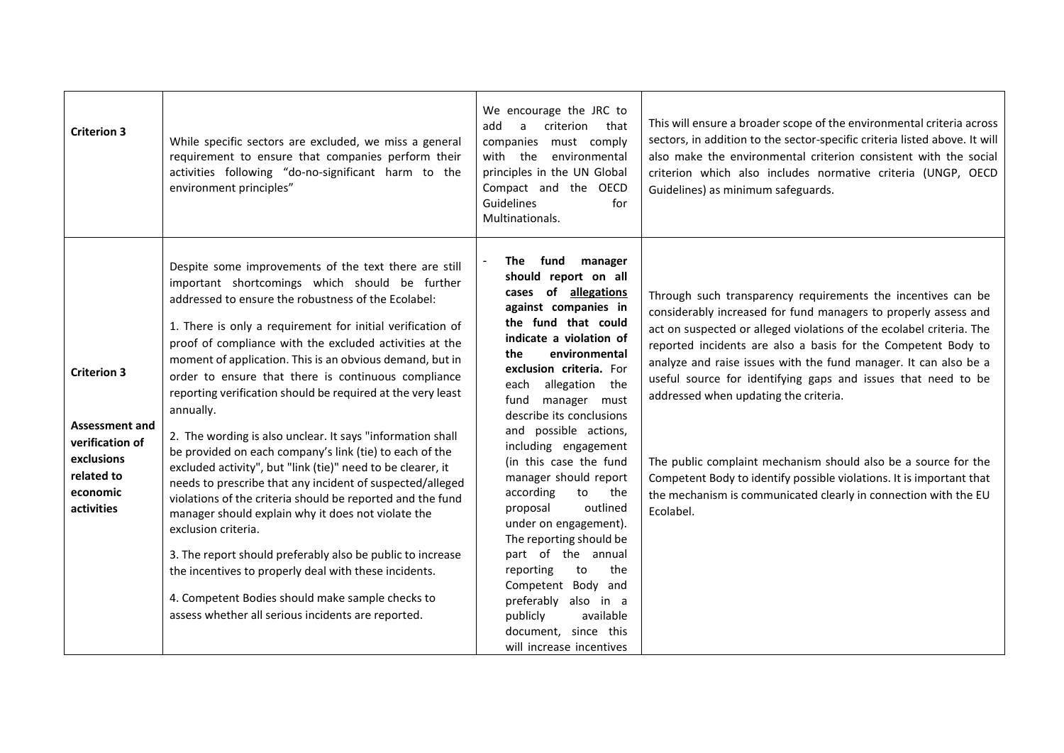| | | | |
|---|---|---|---|
| **Criterion 3** | While specific sectors are excluded, we miss a general requirement to ensure that companies perform their activities following "do-no-significant harm to the environment principles" | We encourage the JRC to add a criterion that companies must comply with the environmental principles in the UN Global Compact and the OECD Guidelines for Multinationals. | This will ensure a broader scope of the environmental criteria across sectors, in addition to the sector-specific criteria listed above. It will also make the environmental criterion consistent with the social criterion which also includes normative criteria (UNGP, OECD Guidelines) as minimum safeguards. |
| **Criterion 3**<br><br>**Assessment and verification of exclusions related to economic activities** | Despite some improvements of the text there are still important shortcomings which should be further addressed to ensure the robustness of the Ecolabel:<br><br>1. There is only a requirement for initial verification of proof of compliance with the excluded activities at the moment of application. This is an obvious demand, but in order to ensure that there is continuous compliance reporting verification should be required at the very least annually.<br><br>2. The wording is also unclear. It says "information shall be provided on each company's link (tie) to each of the excluded activity", but "link (tie)" need to be clearer, it needs to prescribe that any incident of suspected/alleged violations of the criteria should be reported and the fund manager should explain why it does not violate the exclusion criteria.<br><br>3. The report should preferably also be public to increase the incentives to properly deal with these incidents.<br><br>4. Competent Bodies should make sample checks to assess whether all serious incidents are reported. | - **The fund manager should report on all cases of <u>allegations</u> against companies in the fund that could indicate a violation of the environmental exclusion criteria.** For each allegation the fund manager must describe its conclusions and possible actions, including engagement (in this case the fund manager should report according to the proposal outlined under on engagement). The reporting should be part of the annual reporting to the Competent Body and preferably also in a publicly available document, since this will increase incentives | Through such transparency requirements the incentives can be considerably increased for fund managers to properly assess and act on suspected or alleged violations of the ecolabel criteria. The reported incidents are also a basis for the Competent Body to analyze and raise issues with the fund manager. It can also be a useful source for identifying gaps and issues that need to be addressed when updating the criteria.<br><br>The public complaint mechanism should also be a source for the Competent Body to identify possible violations. It is important that the mechanism is communicated clearly in connection with the EU Ecolabel. |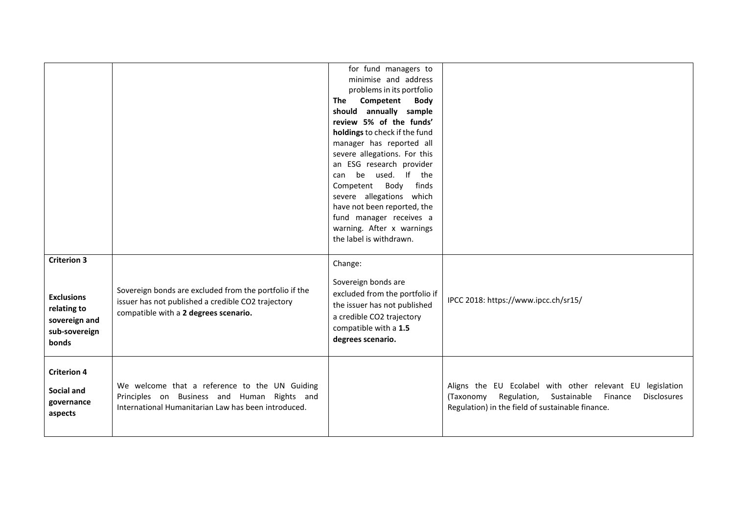| | | | |
|---|---|---|---|
| | | for fund managers to minimise and address problems in its portfolio **The Competent Body should annually sample review 5% of the funds' holdings** to check if the fund manager has reported all severe allegations. For this an ESG research provider can be used. If the Competent Body finds severe allegations which have not been reported, the fund manager receives a warning. After x warnings the label is withdrawn. | |
| **Criterion 3** **Exclusions relating to sovereign and sub-sovereign bonds** | Sovereign bonds are excluded from the portfolio if the issuer has not published a credible CO2 trajectory compatible with a **2 degrees scenario.** | Change: Sovereign bonds are excluded from the portfolio if the issuer has not published a credible CO2 trajectory compatible with a **1.5 degrees scenario.** | IPCC 2018: https://www.ipcc.ch/sr15/ |
| **Criterion 4** **Social and governance aspects** | We welcome that a reference to the UN Guiding Principles on Business and Human Rights and International Humanitarian Law has been introduced. | | Aligns the EU Ecolabel with other relevant EU legislation (Taxonomy Regulation, Sustainable Finance Disclosures Regulation) in the field of sustainable finance. |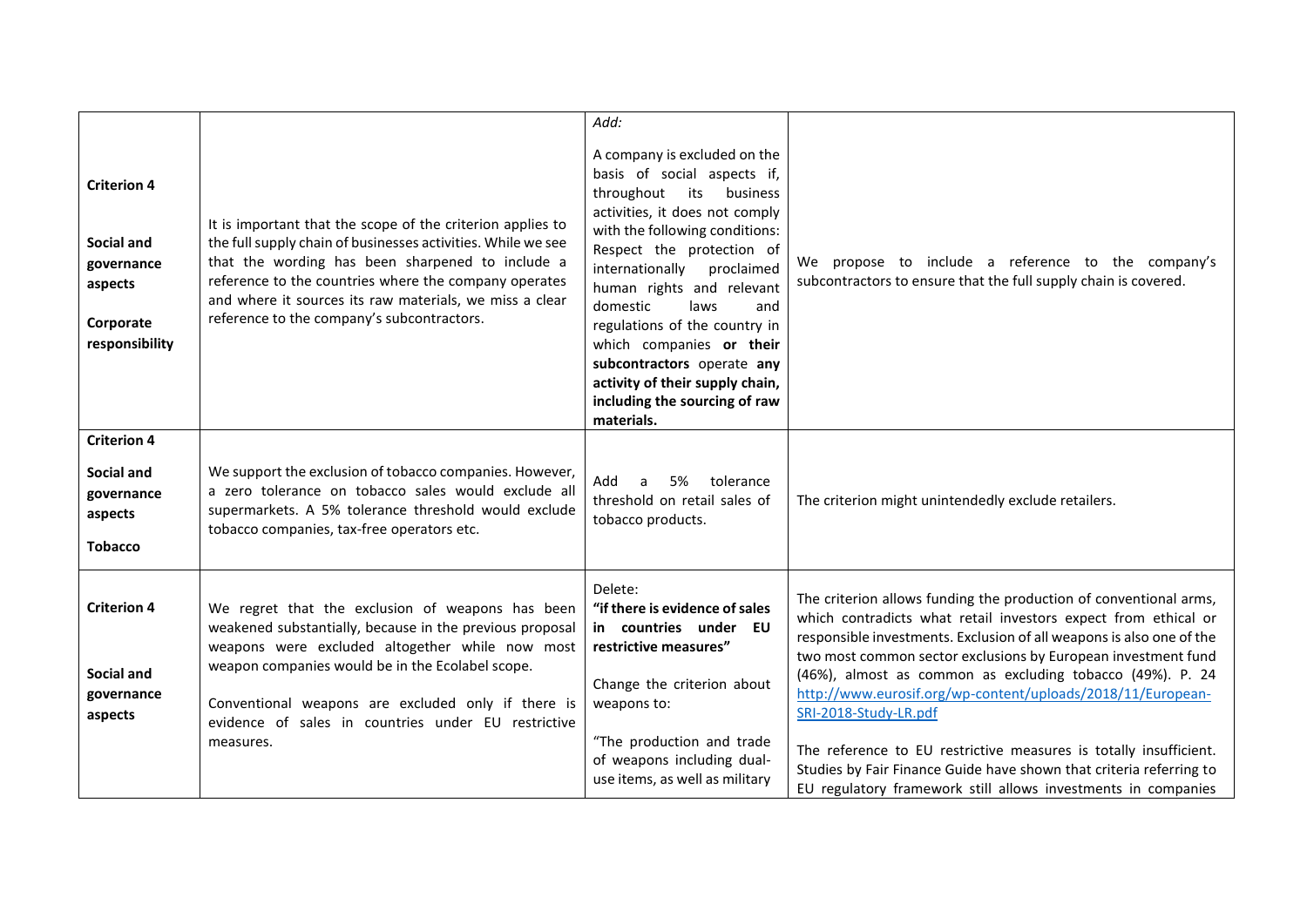| | | | |
|---|---|---|---|
| **Criterion 4**<br><br>**Social and governance aspects**<br><br>**Corporate responsibility** | It is important that the scope of the criterion applies to the full supply chain of businesses activities. While we see that the wording has been sharpened to include a reference to the countries where the company operates and where it sources its raw materials, we miss a clear reference to the company's subcontractors. | *Add:*<br><br>A company is excluded on the basis of social aspects if, throughout its business activities, it does not comply with the following conditions: Respect the protection of internationally proclaimed human rights and relevant domestic laws and regulations of the country in which companies **or their subcontractors** operate **any activity of their supply chain, including the sourcing of raw materials.** | We propose to include a reference to the company's subcontractors to ensure that the full supply chain is covered. |
| **Criterion 4**<br><br>**Social and governance aspects**<br><br>**Tobacco** | We support the exclusion of tobacco companies. However, a zero tolerance on tobacco sales would exclude all supermarkets. A 5% tolerance threshold would exclude tobacco companies, tax-free operators etc. | Add a 5% tolerance threshold on retail sales of tobacco products. | The criterion might unintendedly exclude retailers. |
| **Criterion 4**<br><br>**Social and governance aspects** | We regret that the exclusion of weapons has been weakened substantially, because in the previous proposal weapons were excluded altogether while now most weapon companies would be in the Ecolabel scope.<br><br>Conventional weapons are excluded only if there is evidence of sales in countries under EU restrictive measures. | Delete:<br>**"if there is evidence of sales in countries under EU restrictive measures"**<br><br>Change the criterion about weapons to:<br><br>"The production and trade of weapons including dual-use items, as well as military | The criterion allows funding the production of conventional arms, which contradicts what retail investors expect from ethical or responsible investments. Exclusion of all weapons is also one of the two most common sector exclusions by European investment fund (46%), almost as common as excluding tobacco (49%). P. 24 [http://www.eurosif.org/wp-content/uploads/2018/11/European-SRI-2018-Study-LR.pdf](http://www.eurosif.org/wp-content/uploads/2018/11/European-SRI-2018-Study-LR.pdf)<br><br>The reference to EU restrictive measures is totally insufficient. Studies by Fair Finance Guide have shown that criteria referring to EU regulatory framework still allows investments in companies |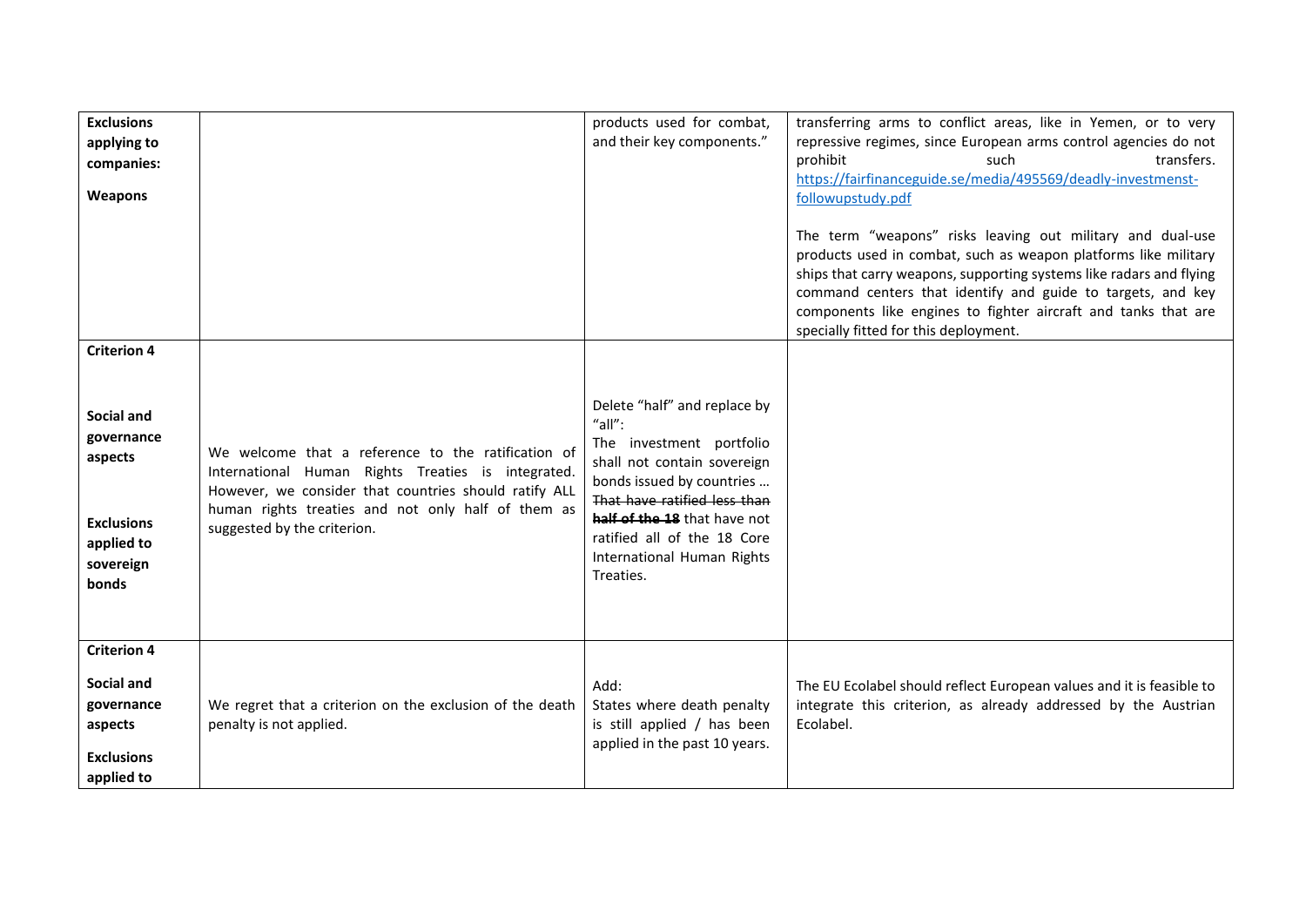| | | | |
|---|---|---|---|
| **Exclusions applying to companies:** **Weapons** | | products used for combat, and their key components." | transferring arms to conflict areas, like in Yemen, or to very repressive regimes, since European arms control agencies do not prohibit such transfers. https://fairfinanceguide.se/media/495569/deadly-investmenst-followupstudy.pdf<br><br>The term "weapons" risks leaving out military and dual-use products used in combat, such as weapon platforms like military ships that carry weapons, supporting systems like radars and flying command centers that identify and guide to targets, and key components like engines to fighter aircraft and tanks that are specially fitted for this deployment. |
| **Criterion 4** **Social and governance aspects** **Exclusions applied to sovereign bonds** | We welcome that a reference to the ratification of International Human Rights Treaties is integrated. However, we consider that countries should ratify ALL human rights treaties and not only half of them as suggested by the criterion. | Delete "half" and replace by "all":<br>The investment portfolio shall not contain sovereign bonds issued by countries … ~~That have ratified less than~~ ~~**half of the 18**~~ that have not ratified all of the 18 Core International Human Rights Treaties. | |
| **Criterion 4** **Social and governance aspects** **Exclusions applied to** | We regret that a criterion on the exclusion of the death penalty is not applied. | Add:<br>States where death penalty is still applied / has been applied in the past 10 years. | The EU Ecolabel should reflect European values and it is feasible to integrate this criterion, as already addressed by the Austrian Ecolabel. |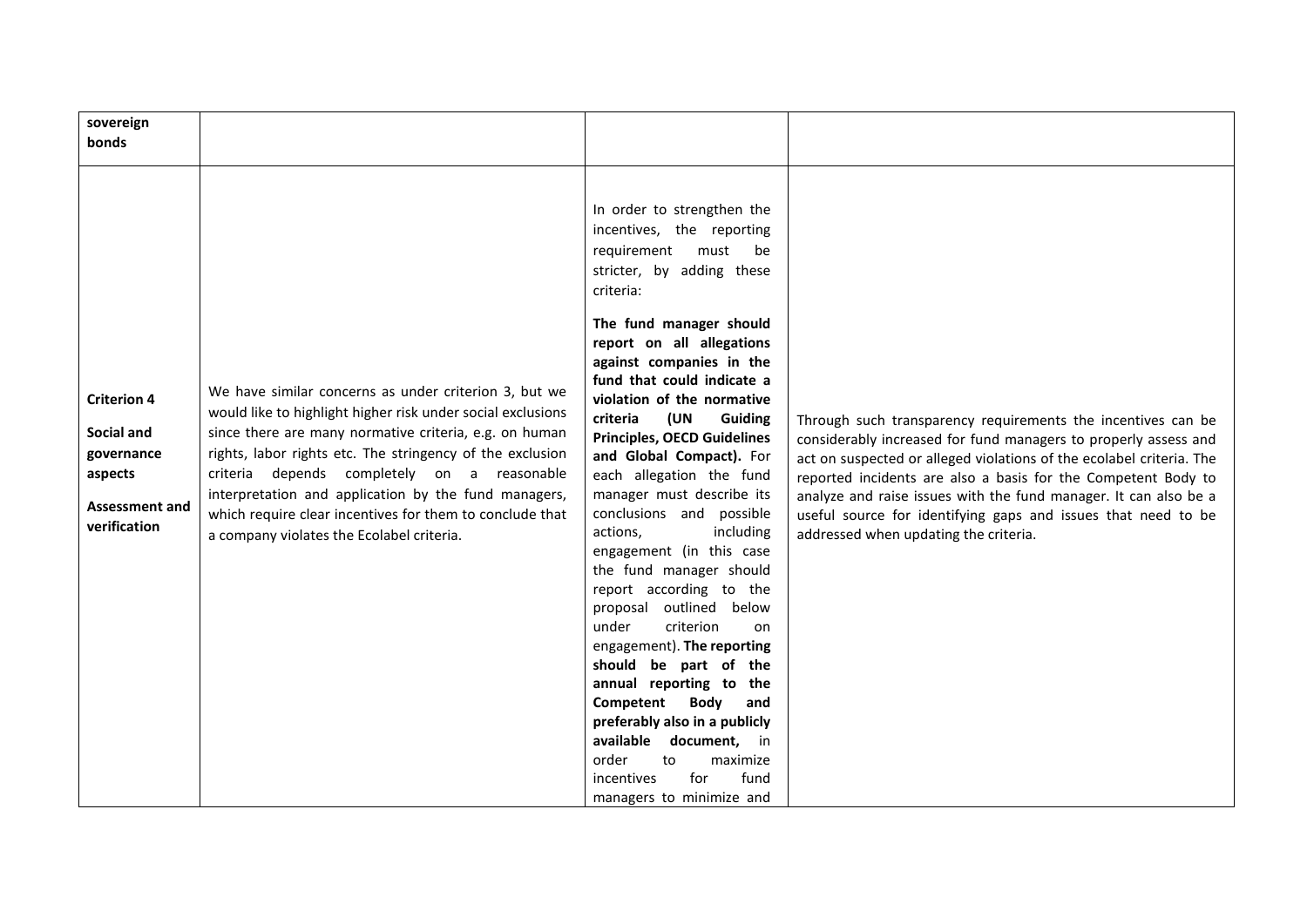| sovereign bonds | | | |
|---|---|---|---|
| **Criterion 4**<br><br>**Social and governance aspects**<br><br>**Assessment and verification** | We have similar concerns as under criterion 3, but we would like to highlight higher risk under social exclusions since there are many normative criteria, e.g. on human rights, labor rights etc. The stringency of the exclusion criteria depends completely on a reasonable interpretation and application by the fund managers, which require clear incentives for them to conclude that a company violates the Ecolabel criteria. | In order to strengthen the incentives, the reporting requirement must be stricter, by adding these criteria:<br><br>**The fund manager should report on all allegations against companies in the fund that could indicate a violation of the normative criteria (UN Guiding Principles, OECD Guidelines and Global Compact).** For each allegation the fund manager must describe its conclusions and possible actions, including engagement (in this case the fund manager should report according to the proposal outlined below under criterion on engagement). **The reporting should be part of the annual reporting to the Competent Body and preferably also in a publicly available document,** in order to maximize incentives for fund managers to minimize and | Through such transparency requirements the incentives can be considerably increased for fund managers to properly assess and act on suspected or alleged violations of the ecolabel criteria. The reported incidents are also a basis for the Competent Body to analyze and raise issues with the fund manager. It can also be a useful source for identifying gaps and issues that need to be addressed when updating the criteria. |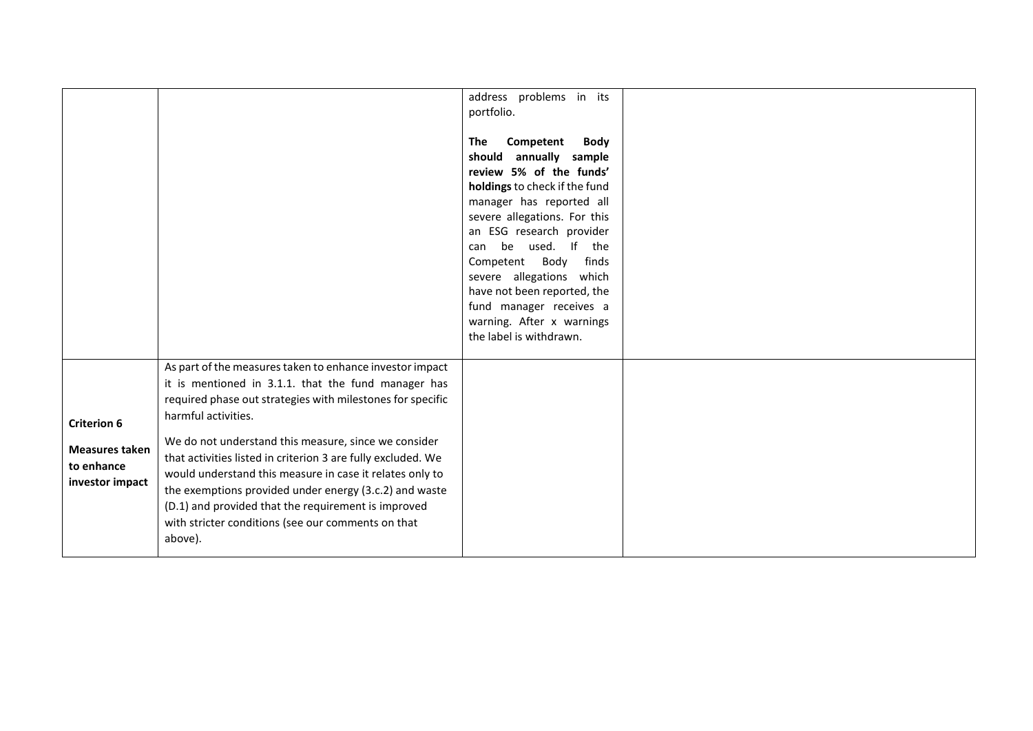| | | | |
|---|---|---|---|
| | | address problems in its portfolio.<br><br>**The Competent Body should annually sample review 5% of the funds' holdings** to check if the fund manager has reported all severe allegations. For this an ESG research provider can be used. If the Competent Body finds severe allegations which have not been reported, the fund manager receives a warning. After x warnings the label is withdrawn. | |
| **Criterion 6**<br><br>**Measures taken to enhance investor impact** | As part of the measures taken to enhance investor impact it is mentioned in 3.1.1. that the fund manager has required phase out strategies with milestones for specific harmful activities.<br><br>We do not understand this measure, since we consider that activities listed in criterion 3 are fully excluded. We would understand this measure in case it relates only to the exemptions provided under energy (3.c.2) and waste (D.1) and provided that the requirement is improved with stricter conditions (see our comments on that above). | | |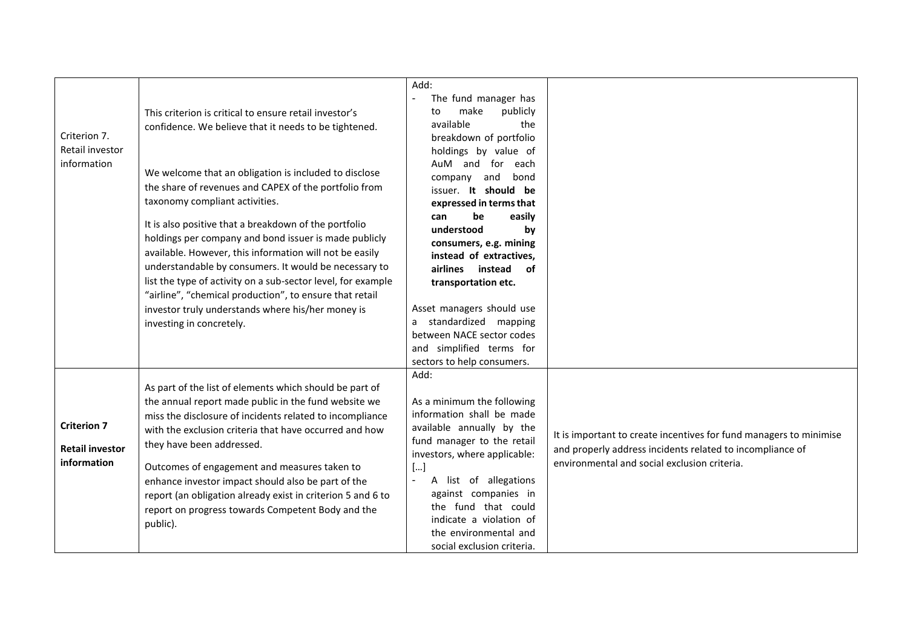| | | | |
|---|---|---|---|
| Criterion 7. Retail investor information | This criterion is critical to ensure retail investor's confidence. We believe that it needs to be tightened.<br><br>We welcome that an obligation is included to disclose the share of revenues and CAPEX of the portfolio from taxonomy compliant activities.<br><br>It is also positive that a breakdown of the portfolio holdings per company and bond issuer is made publicly available. However, this information will not be easily understandable by consumers. It would be necessary to list the type of activity on a sub-sector level, for example "airline", "chemical production", to ensure that retail investor truly understands where his/her money is investing in concretely. | Add:<br>- The fund manager has to make publicly available the breakdown of portfolio holdings by value of AuM and for each company and bond issuer. **It should be expressed in terms that can be easily understood by consumers, e.g. mining instead of extractives, airlines instead of transportation etc.**<br><br>Asset managers should use a standardized mapping between NACE sector codes and simplified terms for sectors to help consumers. | |
| **Criterion 7**<br><br>**Retail investor information** | As part of the list of elements which should be part of the annual report made public in the fund website we miss the disclosure of incidents related to incompliance with the exclusion criteria that have occurred and how they have been addressed.<br><br>Outcomes of engagement and measures taken to enhance investor impact should also be part of the report (an obligation already exist in criterion 5 and 6 to report on progress towards Competent Body and the public). | Add:<br><br>As a minimum the following information shall be made available annually by the fund manager to the retail investors, where applicable:<br>[…]<br>- A list of allegations against companies in the fund that could indicate a violation of the environmental and social exclusion criteria. | It is important to create incentives for fund managers to minimise and properly address incidents related to incompliance of environmental and social exclusion criteria. |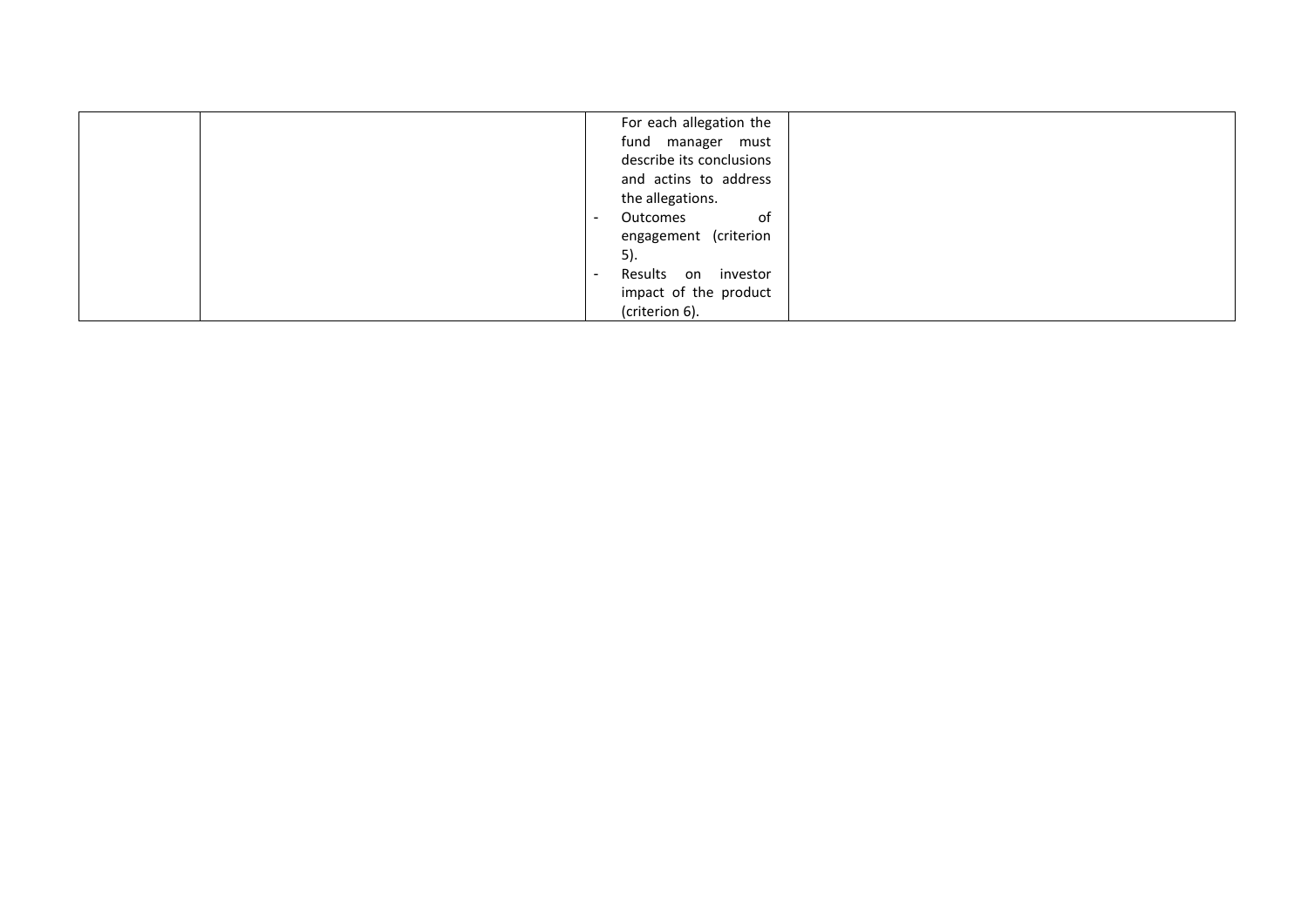|  |  |  |  |
|---|---|---|---|
|  |  | For each allegation the fund manager must describe its conclusions and actins to address the allegations.<br>- Outcomes of engagement (criterion 5).<br>- Results on investor impact of the product (criterion 6). |  |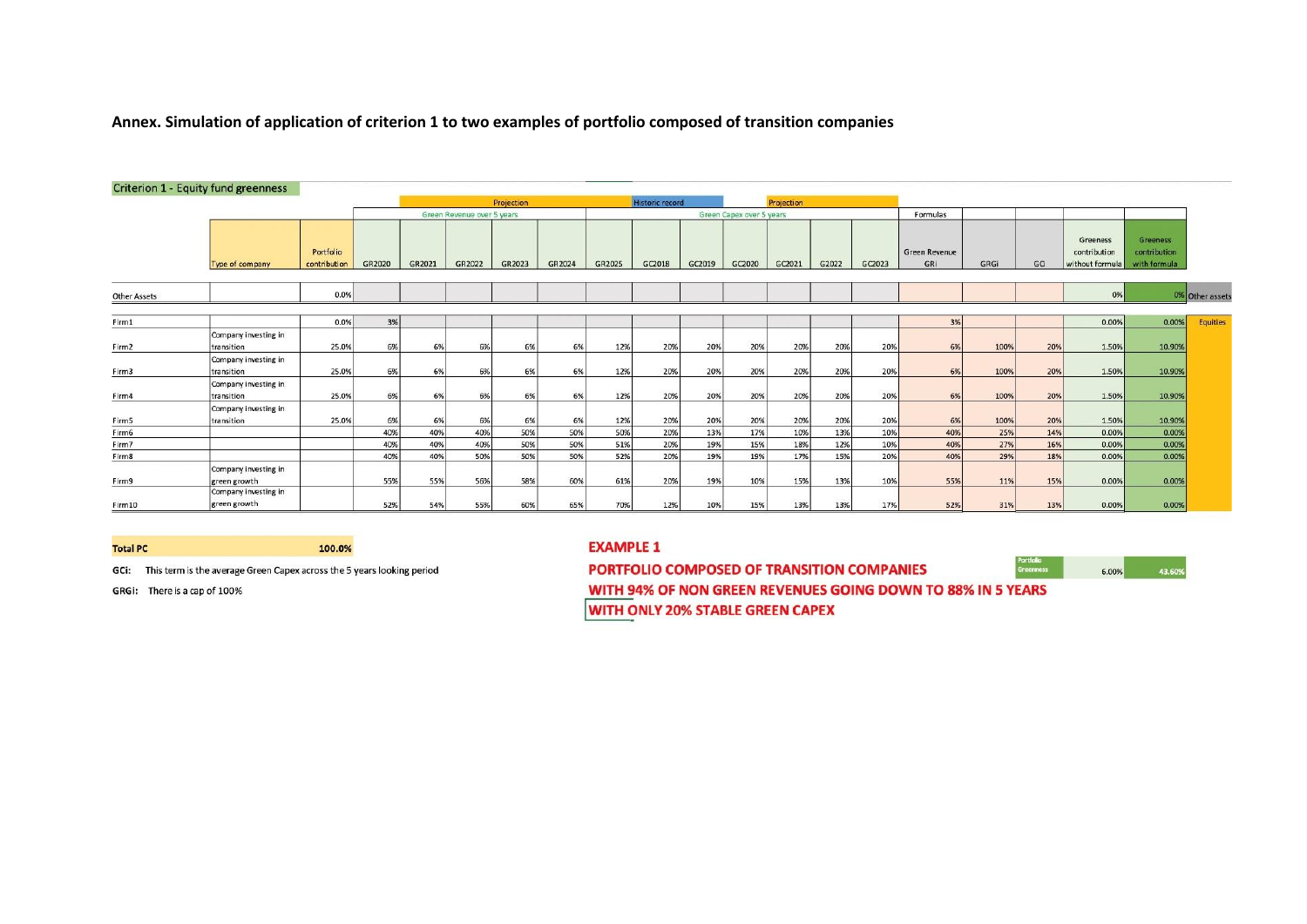**Annex. Simulation of application of criterion 1 to two examples of portfolio composed of transition companies**

**Criterion 1 - Equity fund greenness**

| | Type of company | Portfolio contribution | Projection: Green Revenue over 5 years GR2020 | GR2021 | GR2022 | GR2023 | GR2024 | GR2025 | Historic record: Green Capex over 5 years GC2018 | GC2019 | GC2020 | Projection: GC2021 | G2022 | GC2023 | Formulas: Green Revenue GRi | GRGi | GCi | Greeness contribution without formula | Greeness contribution with formula | |
|---|---|---|---|---|---|---|---|---|---|---|---|---|---|---|---|---|---|---|---|---|
| Other Assets | | 0.0% | | | | | | | | | | | | | | | | 0% | 0% | Other assets |
| Firm1 | | 0.0% | 3% | | | | | | | | | | | | 3% | | | 0.00% | 0.00% | Equities |
| Firm2 | Company investing in transition | 25.0% | 6% | 6% | 6% | 6% | 6% | 12% | 20% | 20% | 20% | 20% | 20% | 20% | 6% | 100% | 20% | 1.50% | 10.90% | |
| Firm3 | Company investing in transition | 25.0% | 6% | 6% | 6% | 6% | 6% | 12% | 20% | 20% | 20% | 20% | 20% | 20% | 6% | 100% | 20% | 1.50% | 10.90% | |
| Firm4 | Company investing in transition | 25.0% | 6% | 6% | 6% | 6% | 6% | 12% | 20% | 20% | 20% | 20% | 20% | 20% | 6% | 100% | 20% | 1.50% | 10.90% | |
| Firm5 | Company investing in transition | 25.0% | 6% | 6% | 6% | 6% | 6% | 12% | 20% | 20% | 20% | 20% | 20% | 20% | 6% | 100% | 20% | 1.50% | 10.90% | |
| Firm6 | | | 40% | 40% | 40% | 50% | 50% | 50% | 20% | 13% | 17% | 10% | 13% | 10% | 40% | 25% | 14% | 0.00% | 0.00% | |
| Firm7 | | | 40% | 40% | 40% | 50% | 50% | 51% | 20% | 19% | 15% | 18% | 12% | 10% | 40% | 27% | 16% | 0.00% | 0.00% | |
| Firm8 | | | 40% | 40% | 50% | 50% | 50% | 52% | 20% | 19% | 19% | 17% | 15% | 20% | 40% | 29% | 18% | 0.00% | 0.00% | |
| Firm9 | Company investing in green growth | | 55% | 55% | 56% | 58% | 60% | 61% | 20% | 19% | 10% | 15% | 13% | 10% | 55% | 11% | 15% | 0.00% | 0.00% | |
| Firm10 | Company investing in green growth | | 52% | 54% | 55% | 60% | 65% | 70% | 12% | 10% | 15% | 13% | 13% | 17% | 52% | 31% | 13% | 0.00% | 0.00% | |

**Total PC** 100.0%

**GCi:** This term is the average Green Capex across the 5 years looking period

**GRGi:** There is a cap of 100%

**EXAMPLE 1**

**PORTFOLIO COMPOSED OF TRANSITION COMPANIES**

**WITH 94% OF NON GREEN REVENUES GOING DOWN TO 88% IN 5 YEARS**

**WITH ONLY 20% STABLE GREEN CAPEX**

| Portfolio Greenness | 6.00% | 43.60% |
|---|---|---|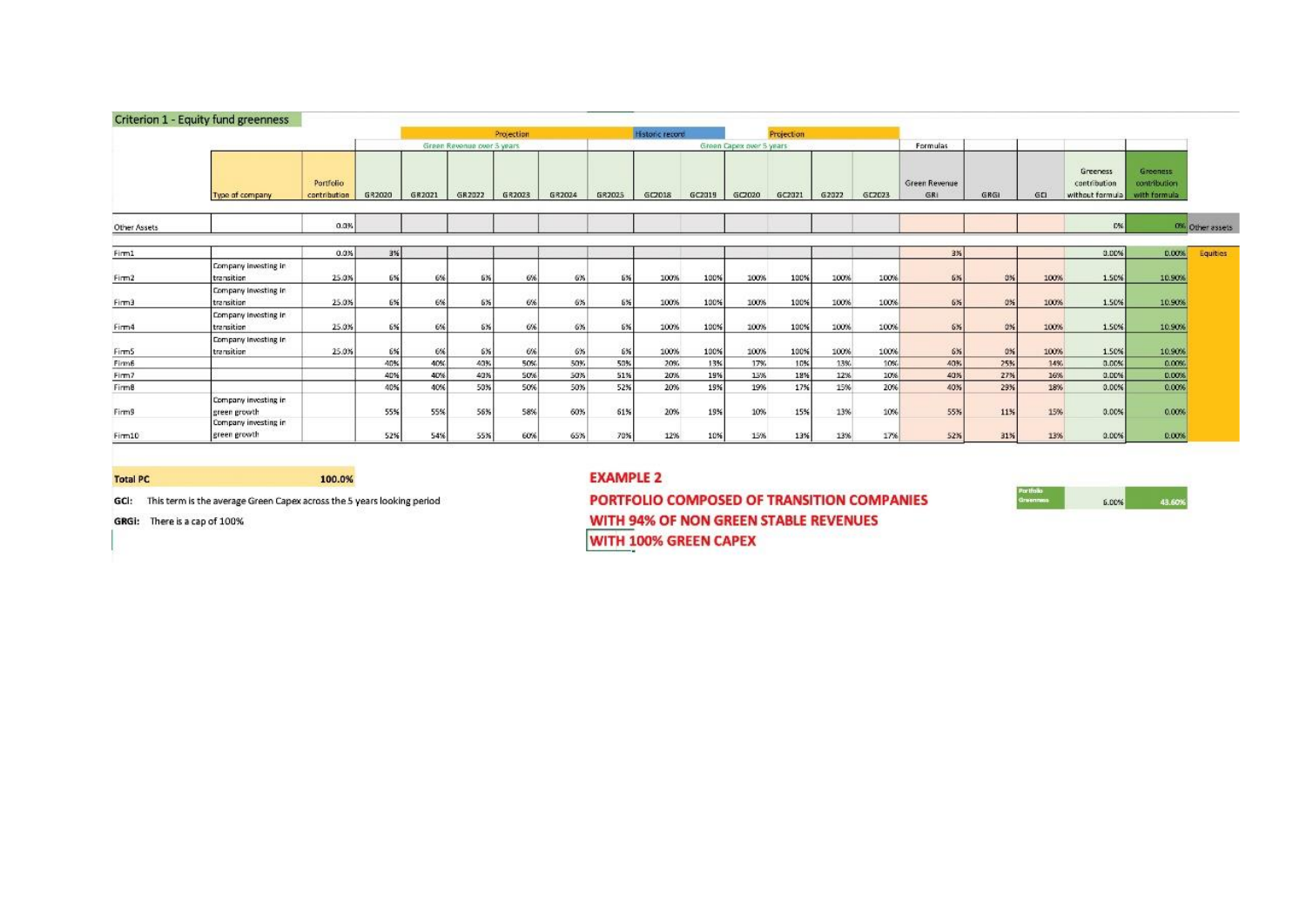## Criterion 1 - Equity fund greenness

| | Type of company | Portfolio contribution | GR2020 | GR2021 | GR2022 | GR2023 | GR2024 | GR2025 | GC2018 | GC2019 | GC2020 | GC2021 | G2022 | GC2023 | Green Revenue GRI | GRGI | GCI | Greeness contribution without formula | Greeness contribution with formula | |
|---|---|---|---|---|---|---|---|---|---|---|---|---|---|---|---|---|---|---|---|---|
| | | | Projection | | | | | | Historic record | | Projection | | | | Formulas | | | | | |
| | | | Green Revenue over 5 years | | | | | | Green Capex over 5 years | | | | | | | | | | | |
| Other Assets | | 0.0% | | | | | | | | | | | | | | | | 0% | 0% | Other assets |
| Firm1 | | 0.0% | 3% | | | | | | | | | | | | 3% | | | 0.00% | 0.00% | Equities |
| Firm2 | Company investing in transition | 25.0% | 6% | 6% | 6% | 6% | 6% | 6% | 100% | 100% | 100% | 100% | 100% | 100% | 6% | 0% | 100% | 1.50% | 10.90% | |
| Firm3 | Company investing in transition | 25.0% | 6% | 6% | 6% | 6% | 6% | 6% | 100% | 100% | 100% | 100% | 100% | 100% | 6% | 0% | 100% | 1.50% | 10.90% | |
| Firm4 | Company investing in transition | 25.0% | 6% | 6% | 6% | 6% | 6% | 6% | 100% | 100% | 100% | 100% | 100% | 100% | 6% | 0% | 100% | 1.50% | 10.90% | |
| Firm5 | Company investing in transition | 25.0% | 6% | 6% | 6% | 6% | 6% | 6% | 100% | 100% | 100% | 100% | 100% | 100% | 6% | 0% | 100% | 1.50% | 10.90% | |
| Firm6 | | | 40% | 40% | 40% | 50% | 50% | 50% | 20% | 13% | 17% | 10% | 13% | 10% | 40% | 25% | 14% | 0.00% | 0.00% | |
| Firm7 | | | 40% | 40% | 40% | 50% | 50% | 51% | 20% | 19% | 15% | 18% | 12% | 10% | 40% | 27% | 16% | 0.00% | 0.00% | |
| Firm8 | | | 40% | 40% | 50% | 50% | 50% | 52% | 20% | 19% | 19% | 17% | 15% | 20% | 40% | 29% | 18% | 0.00% | 0.00% | |
| Firm9 | Company investing in green growth | | 55% | 55% | 56% | 58% | 60% | 61% | 20% | 19% | 10% | 15% | 13% | 10% | 55% | 11% | 15% | 0.00% | 0.00% | |
| Firm10 | Company investing in green growth | | 52% | 54% | 55% | 60% | 65% | 70% | 12% | 10% | 15% | 13% | 13% | 17% | 52% | 31% | 13% | 0.00% | 0.00% | |

| | | | |
|---|---|---|---|
| **Total PC** | **100.0%** | | |
| Portfolio Greenness | | 6.00% | 43.60% |

**GCI:** This term is the average Green Capex across the 5 years looking period

**GRGI:** There is a cap of 100%

**EXAMPLE 2**

**PORTFOLIO COMPOSED OF TRANSITION COMPANIES WITH 94% OF NON GREEN STABLE REVENUES WITH 100% GREEN CAPEX**